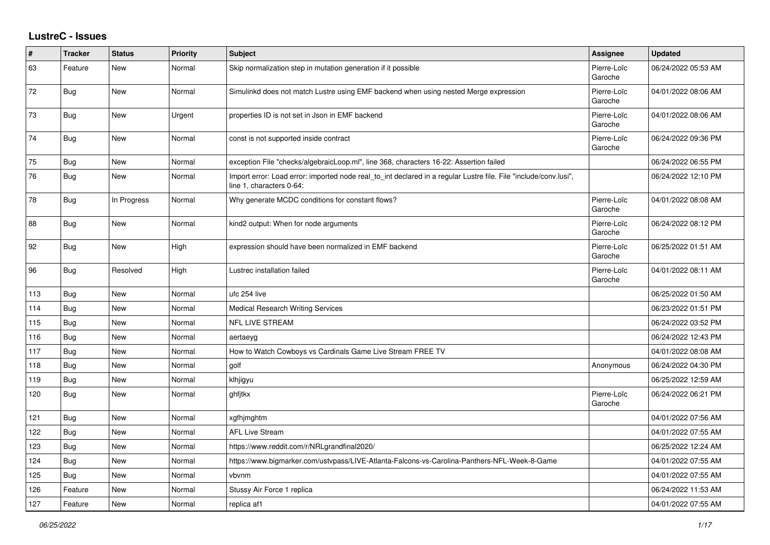# LustreC - Issues

| # | Tracker | Status | Priority | Subject | Assignee | Updated |
|---|---|---|---|---|---|---|
| 63 | Feature | New | Normal | Skip normalization step in mutation generation if it possible | Pierre-Loïc Garoche | 06/24/2022 05:53 AM |
| 72 | Bug | New | Normal | Simulinkd does not match Lustre using EMF backend when using nested Merge expression | Pierre-Loïc Garoche | 04/01/2022 08:06 AM |
| 73 | Bug | New | Urgent | properties ID is not set in Json in EMF backend | Pierre-Loïc Garoche | 04/01/2022 08:06 AM |
| 74 | Bug | New | Normal | const is not supported inside contract | Pierre-Loïc Garoche | 06/24/2022 09:36 PM |
| 75 | Bug | New | Normal | exception File "checks/algebraicLoop.ml", line 368, characters 16-22: Assertion failed | | 06/24/2022 06:55 PM |
| 76 | Bug | New | Normal | Import error: Load error: imported node real_to_int declared in a regular Lustre file. File "include/conv.lusi", line 1, characters 0-64: | | 06/24/2022 12:10 PM |
| 78 | Bug | In Progress | Normal | Why generate MCDC conditions for constant flows? | Pierre-Loïc Garoche | 04/01/2022 08:08 AM |
| 88 | Bug | New | Normal | kind2 output: When for node arguments | Pierre-Loïc Garoche | 06/24/2022 08:12 PM |
| 92 | Bug | New | High | expression should have been normalized in EMF backend | Pierre-Loïc Garoche | 06/25/2022 01:51 AM |
| 96 | Bug | Resolved | High | Lustrec installation failed | Pierre-Loïc Garoche | 04/01/2022 08:11 AM |
| 113 | Bug | New | Normal | ufc 254 live | | 06/25/2022 01:50 AM |
| 114 | Bug | New | Normal | Medical Research Writing Services | | 06/23/2022 01:51 PM |
| 115 | Bug | New | Normal | NFL LIVE STREAM | | 06/24/2022 03:52 PM |
| 116 | Bug | New | Normal | aertaeyg | | 06/24/2022 12:43 PM |
| 117 | Bug | New | Normal | How to Watch Cowboys vs Cardinals Game Live Stream FREE TV | | 04/01/2022 08:08 AM |
| 118 | Bug | New | Normal | golf | Anonymous | 06/24/2022 04:30 PM |
| 119 | Bug | New | Normal | klhjigyu | | 06/25/2022 12:59 AM |
| 120 | Bug | New | Normal | ghfjtkx | Pierre-Loïc Garoche | 06/24/2022 06:21 PM |
| 121 | Bug | New | Normal | xgfhjmghtm | | 04/01/2022 07:56 AM |
| 122 | Bug | New | Normal | AFL Live Stream | | 04/01/2022 07:55 AM |
| 123 | Bug | New | Normal | https://www.reddit.com/r/NRLgrandfinal2020/ | | 06/25/2022 12:24 AM |
| 124 | Bug | New | Normal | https://www.bigmarker.com/ustvpass/LIVE-Atlanta-Falcons-vs-Carolina-Panthers-NFL-Week-8-Game | | 04/01/2022 07:55 AM |
| 125 | Bug | New | Normal | vbvnm | | 04/01/2022 07:55 AM |
| 126 | Feature | New | Normal | Stussy Air Force 1 replica | | 06/24/2022 11:53 AM |
| 127 | Feature | New | Normal | replica af1 | | 04/01/2022 07:55 AM |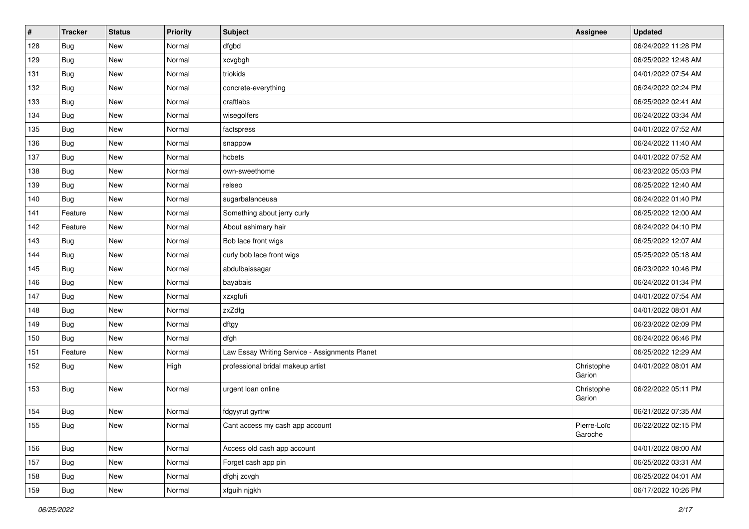| # | Tracker | Status | Priority | Subject | Assignee | Updated |
| --- | --- | --- | --- | --- | --- | --- |
| 128 | Bug | New | Normal | dfgbd | | 06/24/2022 11:28 PM |
| 129 | Bug | New | Normal | xcvgbgh | | 06/25/2022 12:48 AM |
| 131 | Bug | New | Normal | triokids | | 04/01/2022 07:54 AM |
| 132 | Bug | New | Normal | concrete-everything | | 06/24/2022 02:24 PM |
| 133 | Bug | New | Normal | craftlabs | | 06/25/2022 02:41 AM |
| 134 | Bug | New | Normal | wisegolfers | | 06/24/2022 03:34 AM |
| 135 | Bug | New | Normal | factspress | | 04/01/2022 07:52 AM |
| 136 | Bug | New | Normal | snappow | | 06/24/2022 11:40 AM |
| 137 | Bug | New | Normal | hcbets | | 04/01/2022 07:52 AM |
| 138 | Bug | New | Normal | own-sweethome | | 06/23/2022 05:03 PM |
| 139 | Bug | New | Normal | relseo | | 06/25/2022 12:40 AM |
| 140 | Bug | New | Normal | sugarbalanceusa | | 06/24/2022 01:40 PM |
| 141 | Feature | New | Normal | Something about jerry curly | | 06/25/2022 12:00 AM |
| 142 | Feature | New | Normal | About ashimary hair | | 06/24/2022 04:10 PM |
| 143 | Bug | New | Normal | Bob lace front wigs | | 06/25/2022 12:07 AM |
| 144 | Bug | New | Normal | curly bob lace front wigs | | 05/25/2022 05:18 AM |
| 145 | Bug | New | Normal | abdulbaissagar | | 06/23/2022 10:46 PM |
| 146 | Bug | New | Normal | bayabais | | 06/24/2022 01:34 PM |
| 147 | Bug | New | Normal | xzxgfufi | | 04/01/2022 07:54 AM |
| 148 | Bug | New | Normal | zxZdfg | | 04/01/2022 08:01 AM |
| 149 | Bug | New | Normal | dftgy | | 06/23/2022 02:09 PM |
| 150 | Bug | New | Normal | dfgh | | 06/24/2022 06:46 PM |
| 151 | Feature | New | Normal | Law Essay Writing Service - Assignments Planet | | 06/25/2022 12:29 AM |
| 152 | Bug | New | High | professional bridal makeup artist | Christophe Garion | 04/01/2022 08:01 AM |
| 153 | Bug | New | Normal | urgent loan online | Christophe Garion | 06/22/2022 05:11 PM |
| 154 | Bug | New | Normal | fdgyyrut gyrtrw | | 06/21/2022 07:35 AM |
| 155 | Bug | New | Normal | Cant access my cash app account | Pierre-Loïc Garoche | 06/22/2022 02:15 PM |
| 156 | Bug | New | Normal | Access old cash app account | | 04/01/2022 08:00 AM |
| 157 | Bug | New | Normal | Forget cash app pin | | 06/25/2022 03:31 AM |
| 158 | Bug | New | Normal | dfghj zcvgh | | 06/25/2022 04:01 AM |
| 159 | Bug | New | Normal | xfguih njgkh | | 06/17/2022 10:26 PM |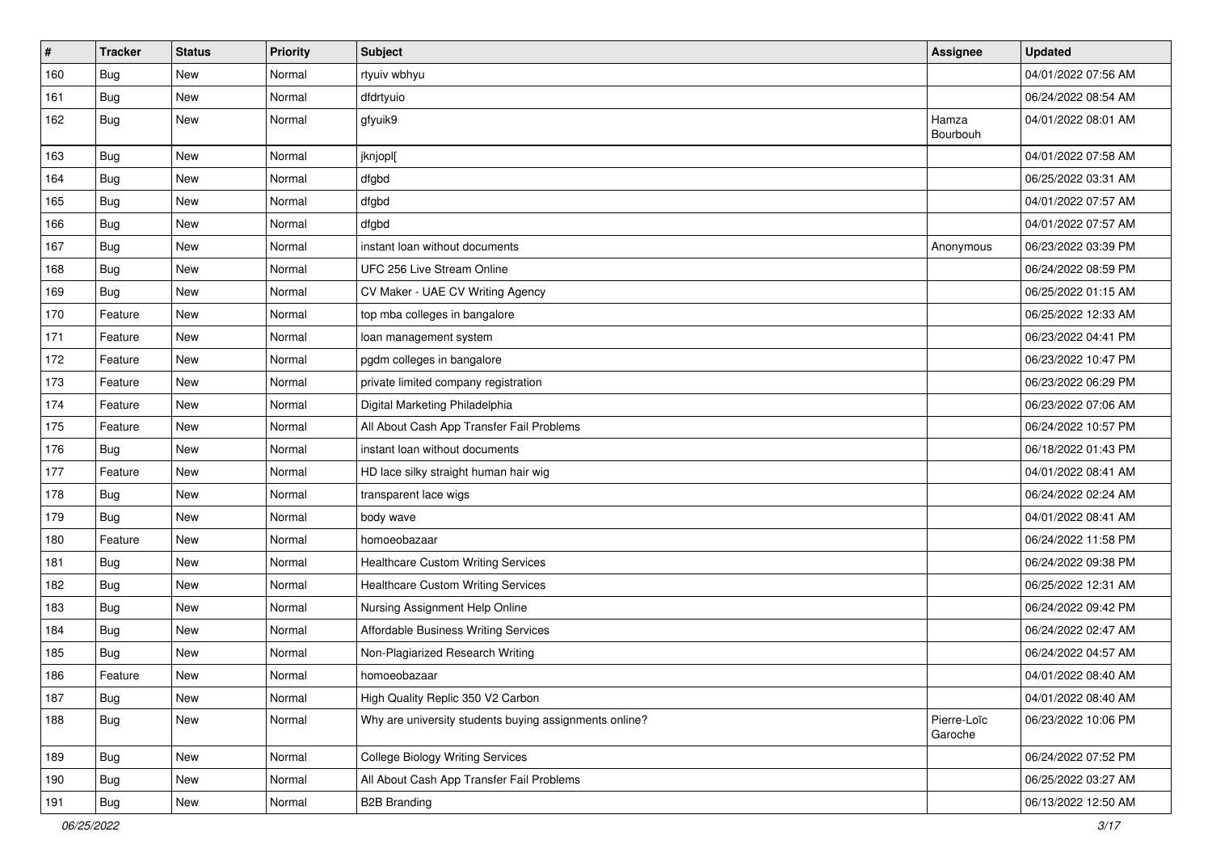| # | Tracker | Status | Priority | Subject | Assignee | Updated |
|---|---|---|---|---|---|---|
| 160 | Bug | New | Normal | rtyuiv wbhyu | | 04/01/2022 07:56 AM |
| 161 | Bug | New | Normal | dfdrtyuio | | 06/24/2022 08:54 AM |
| 162 | Bug | New | Normal | gfyuik9 | Hamza Bourbouh | 04/01/2022 08:01 AM |
| 163 | Bug | New | Normal | jknjopl[ | | 04/01/2022 07:58 AM |
| 164 | Bug | New | Normal | dfgbd | | 06/25/2022 03:31 AM |
| 165 | Bug | New | Normal | dfgbd | | 04/01/2022 07:57 AM |
| 166 | Bug | New | Normal | dfgbd | | 04/01/2022 07:57 AM |
| 167 | Bug | New | Normal | instant loan without documents | Anonymous | 06/23/2022 03:39 PM |
| 168 | Bug | New | Normal | UFC 256 Live Stream Online | | 06/24/2022 08:59 PM |
| 169 | Bug | New | Normal | CV Maker - UAE CV Writing Agency | | 06/25/2022 01:15 AM |
| 170 | Feature | New | Normal | top mba colleges in bangalore | | 06/25/2022 12:33 AM |
| 171 | Feature | New | Normal | loan management system | | 06/23/2022 04:41 PM |
| 172 | Feature | New | Normal | pgdm colleges in bangalore | | 06/23/2022 10:47 PM |
| 173 | Feature | New | Normal | private limited company registration | | 06/23/2022 06:29 PM |
| 174 | Feature | New | Normal | Digital Marketing Philadelphia | | 06/23/2022 07:06 AM |
| 175 | Feature | New | Normal | All About Cash App Transfer Fail Problems | | 06/24/2022 10:57 PM |
| 176 | Bug | New | Normal | instant loan without documents | | 06/18/2022 01:43 PM |
| 177 | Feature | New | Normal | HD lace silky straight human hair wig | | 04/01/2022 08:41 AM |
| 178 | Bug | New | Normal | transparent lace wigs | | 06/24/2022 02:24 AM |
| 179 | Bug | New | Normal | body wave | | 04/01/2022 08:41 AM |
| 180 | Feature | New | Normal | homoeobazaar | | 06/24/2022 11:58 PM |
| 181 | Bug | New | Normal | Healthcare Custom Writing Services | | 06/24/2022 09:38 PM |
| 182 | Bug | New | Normal | Healthcare Custom Writing Services | | 06/25/2022 12:31 AM |
| 183 | Bug | New | Normal | Nursing Assignment Help Online | | 06/24/2022 09:42 PM |
| 184 | Bug | New | Normal | Affordable Business Writing Services | | 06/24/2022 02:47 AM |
| 185 | Bug | New | Normal | Non-Plagiarized Research Writing | | 06/24/2022 04:57 AM |
| 186 | Feature | New | Normal | homoeobazaar | | 04/01/2022 08:40 AM |
| 187 | Bug | New | Normal | High Quality Replic 350 V2 Carbon | | 04/01/2022 08:40 AM |
| 188 | Bug | New | Normal | Why are university students buying assignments online? | Pierre-Loïc Garoche | 06/23/2022 10:06 PM |
| 189 | Bug | New | Normal | College Biology Writing Services | | 06/24/2022 07:52 PM |
| 190 | Bug | New | Normal | All About Cash App Transfer Fail Problems | | 06/25/2022 03:27 AM |
| 191 | Bug | New | Normal | B2B Branding | | 06/13/2022 12:50 AM |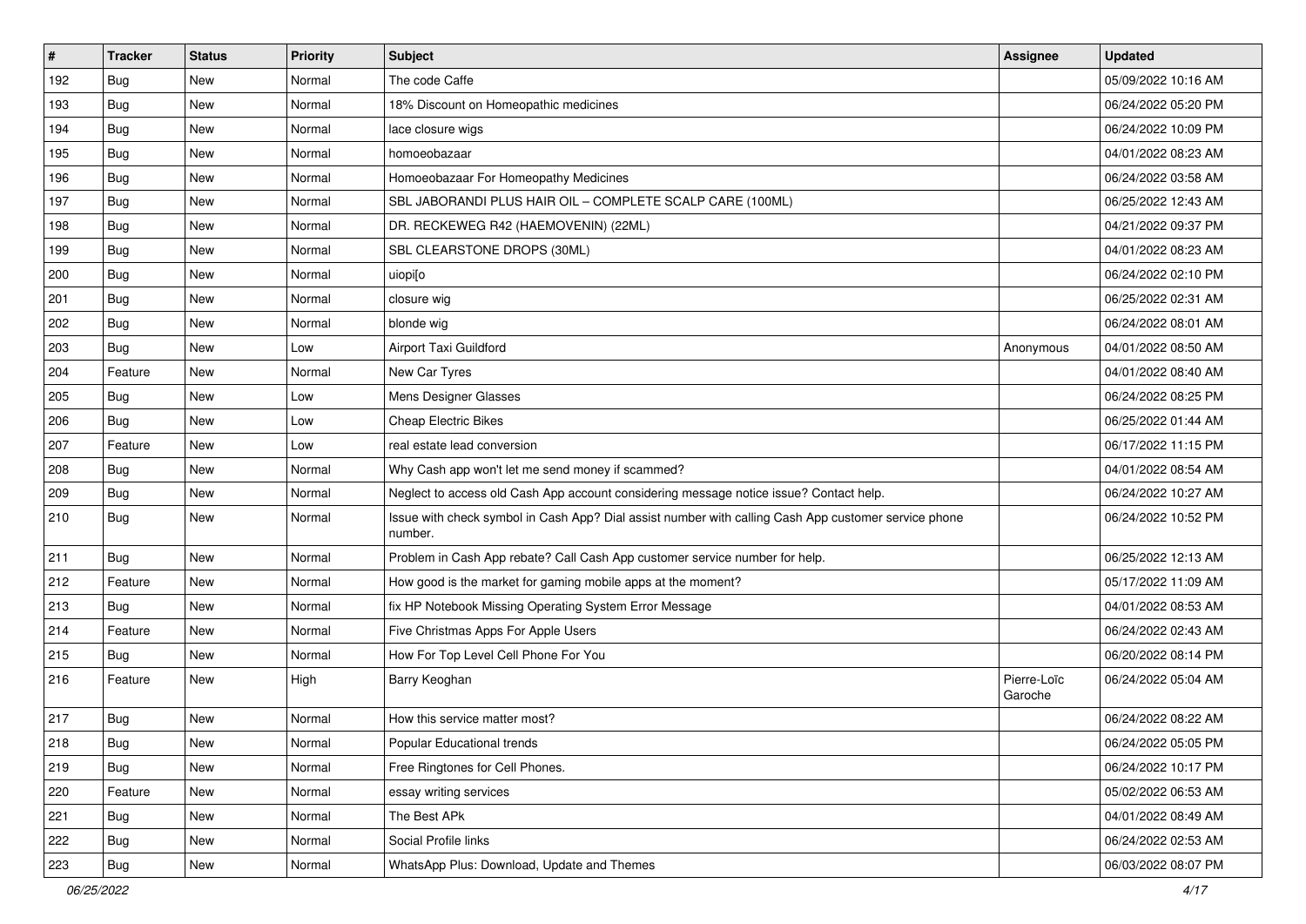| # | Tracker | Status | Priority | Subject | Assignee | Updated |
|---|---|---|---|---|---|---|
| 192 | Bug | New | Normal | The code Caffe | | 05/09/2022 10:16 AM |
| 193 | Bug | New | Normal | 18% Discount on Homeopathic medicines | | 06/24/2022 05:20 PM |
| 194 | Bug | New | Normal | lace closure wigs | | 06/24/2022 10:09 PM |
| 195 | Bug | New | Normal | homoeobazaar | | 04/01/2022 08:23 AM |
| 196 | Bug | New | Normal | Homoeobazaar For Homeopathy Medicines | | 06/24/2022 03:58 AM |
| 197 | Bug | New | Normal | SBL JABORANDI PLUS HAIR OIL – COMPLETE SCALP CARE (100ML) | | 06/25/2022 12:43 AM |
| 198 | Bug | New | Normal | DR. RECKEWEG R42 (HAEMOVENIN) (22ML) | | 04/21/2022 09:37 PM |
| 199 | Bug | New | Normal | SBL CLEARSTONE DROPS (30ML) | | 04/01/2022 08:23 AM |
| 200 | Bug | New | Normal | uiopi[o | | 06/24/2022 02:10 PM |
| 201 | Bug | New | Normal | closure wig | | 06/25/2022 02:31 AM |
| 202 | Bug | New | Normal | blonde wig | | 06/24/2022 08:01 AM |
| 203 | Bug | New | Low | Airport Taxi Guildford | Anonymous | 04/01/2022 08:50 AM |
| 204 | Feature | New | Normal | New Car Tyres | | 04/01/2022 08:40 AM |
| 205 | Bug | New | Low | Mens Designer Glasses | | 06/24/2022 08:25 PM |
| 206 | Bug | New | Low | Cheap Electric Bikes | | 06/25/2022 01:44 AM |
| 207 | Feature | New | Low | real estate lead conversion | | 06/17/2022 11:15 PM |
| 208 | Bug | New | Normal | Why Cash app won't let me send money if scammed? | | 04/01/2022 08:54 AM |
| 209 | Bug | New | Normal | Neglect to access old Cash App account considering message notice issue? Contact help. | | 06/24/2022 10:27 AM |
| 210 | Bug | New | Normal | Issue with check symbol in Cash App? Dial assist number with calling Cash App customer service phone number. | | 06/24/2022 10:52 PM |
| 211 | Bug | New | Normal | Problem in Cash App rebate? Call Cash App customer service number for help. | | 06/25/2022 12:13 AM |
| 212 | Feature | New | Normal | How good is the market for gaming mobile apps at the moment? | | 05/17/2022 11:09 AM |
| 213 | Bug | New | Normal | fix HP Notebook Missing Operating System Error Message | | 04/01/2022 08:53 AM |
| 214 | Feature | New | Normal | Five Christmas Apps For Apple Users | | 06/24/2022 02:43 AM |
| 215 | Bug | New | Normal | How For Top Level Cell Phone For You | | 06/20/2022 08:14 PM |
| 216 | Feature | New | High | Barry Keoghan | Pierre-Loïc Garoche | 06/24/2022 05:04 AM |
| 217 | Bug | New | Normal | How this service matter most? | | 06/24/2022 08:22 AM |
| 218 | Bug | New | Normal | Popular Educational trends | | 06/24/2022 05:05 PM |
| 219 | Bug | New | Normal | Free Ringtones for Cell Phones. | | 06/24/2022 10:17 PM |
| 220 | Feature | New | Normal | essay writing services | | 05/02/2022 06:53 AM |
| 221 | Bug | New | Normal | The Best APk | | 04/01/2022 08:49 AM |
| 222 | Bug | New | Normal | Social Profile links | | 06/24/2022 02:53 AM |
| 223 | Bug | New | Normal | WhatsApp Plus: Download, Update and Themes | | 06/03/2022 08:07 PM |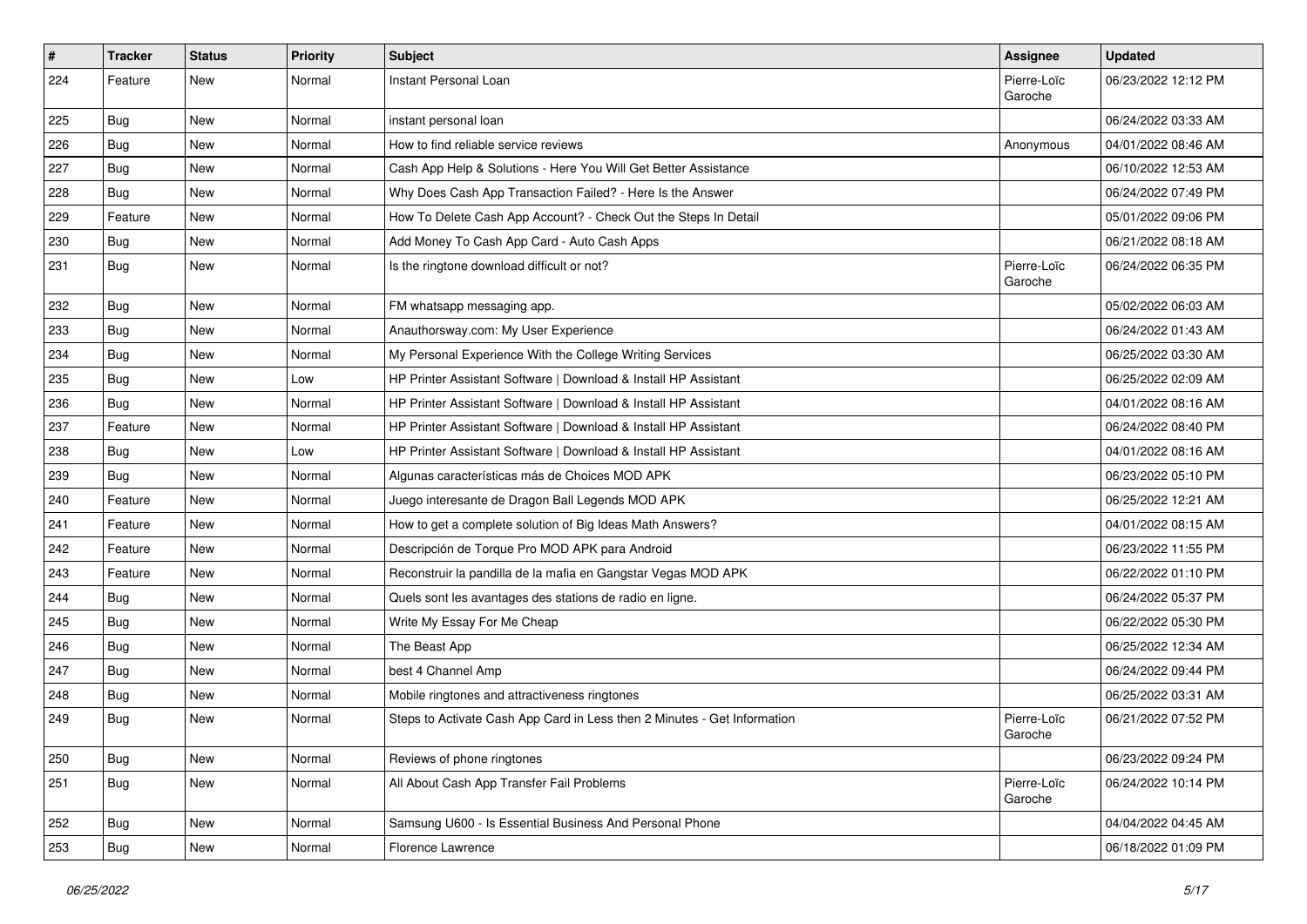| # | Tracker | Status | Priority | Subject | Assignee | Updated |
|---|---|---|---|---|---|---|
| 224 | Feature | New | Normal | Instant Personal Loan | Pierre-Loïc Garoche | 06/23/2022 12:12 PM |
| 225 | Bug | New | Normal | instant personal loan | | 06/24/2022 03:33 AM |
| 226 | Bug | New | Normal | How to find reliable service reviews | Anonymous | 04/01/2022 08:46 AM |
| 227 | Bug | New | Normal | Cash App Help & Solutions - Here You Will Get Better Assistance | | 06/10/2022 12:53 AM |
| 228 | Bug | New | Normal | Why Does Cash App Transaction Failed? - Here Is the Answer | | 06/24/2022 07:49 PM |
| 229 | Feature | New | Normal | How To Delete Cash App Account? - Check Out the Steps In Detail | | 05/01/2022 09:06 PM |
| 230 | Bug | New | Normal | Add Money To Cash App Card - Auto Cash Apps | | 06/21/2022 08:18 AM |
| 231 | Bug | New | Normal | Is the ringtone download difficult or not? | Pierre-Loïc Garoche | 06/24/2022 06:35 PM |
| 232 | Bug | New | Normal | FM whatsapp messaging app. | | 05/02/2022 06:03 AM |
| 233 | Bug | New | Normal | Anauthorsway.com: My User Experience | | 06/24/2022 01:43 AM |
| 234 | Bug | New | Normal | My Personal Experience With the College Writing Services | | 06/25/2022 03:30 AM |
| 235 | Bug | New | Low | HP Printer Assistant Software \| Download & Install HP Assistant | | 06/25/2022 02:09 AM |
| 236 | Bug | New | Normal | HP Printer Assistant Software \| Download & Install HP Assistant | | 04/01/2022 08:16 AM |
| 237 | Feature | New | Normal | HP Printer Assistant Software \| Download & Install HP Assistant | | 06/24/2022 08:40 PM |
| 238 | Bug | New | Low | HP Printer Assistant Software \| Download & Install HP Assistant | | 04/01/2022 08:16 AM |
| 239 | Bug | New | Normal | Algunas características más de Choices MOD APK | | 06/23/2022 05:10 PM |
| 240 | Feature | New | Normal | Juego interesante de Dragon Ball Legends MOD APK | | 06/25/2022 12:21 AM |
| 241 | Feature | New | Normal | How to get a complete solution of Big Ideas Math Answers? | | 04/01/2022 08:15 AM |
| 242 | Feature | New | Normal | Descripción de Torque Pro MOD APK para Android | | 06/23/2022 11:55 PM |
| 243 | Feature | New | Normal | Reconstruir la pandilla de la mafia en Gangstar Vegas MOD APK | | 06/22/2022 01:10 PM |
| 244 | Bug | New | Normal | Quels sont les avantages des stations de radio en ligne. | | 06/24/2022 05:37 PM |
| 245 | Bug | New | Normal | Write My Essay For Me Cheap | | 06/22/2022 05:30 PM |
| 246 | Bug | New | Normal | The Beast App | | 06/25/2022 12:34 AM |
| 247 | Bug | New | Normal | best 4 Channel Amp | | 06/24/2022 09:44 PM |
| 248 | Bug | New | Normal | Mobile ringtones and attractiveness ringtones | | 06/25/2022 03:31 AM |
| 249 | Bug | New | Normal | Steps to Activate Cash App Card in Less then 2 Minutes - Get Information | Pierre-Loïc Garoche | 06/21/2022 07:52 PM |
| 250 | Bug | New | Normal | Reviews of phone ringtones | | 06/23/2022 09:24 PM |
| 251 | Bug | New | Normal | All About Cash App Transfer Fail Problems | Pierre-Loïc Garoche | 06/24/2022 10:14 PM |
| 252 | Bug | New | Normal | Samsung U600 - Is Essential Business And Personal Phone | | 04/04/2022 04:45 AM |
| 253 | Bug | New | Normal | Florence Lawrence | | 06/18/2022 01:09 PM |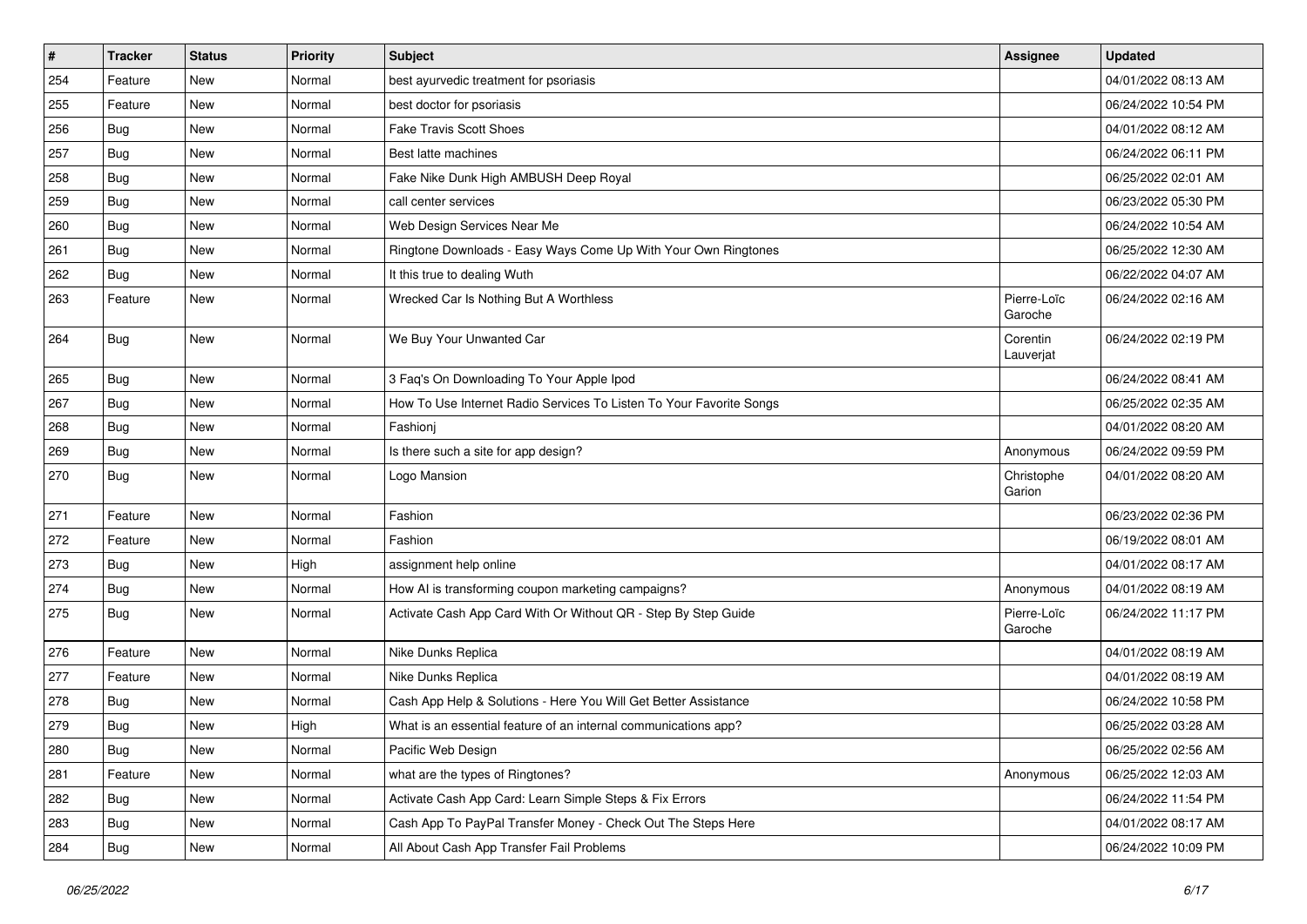| # | Tracker | Status | Priority | Subject | Assignee | Updated |
|---|---|---|---|---|---|---|
| 254 | Feature | New | Normal | best ayurvedic treatment for psoriasis | | 04/01/2022 08:13 AM |
| 255 | Feature | New | Normal | best doctor for psoriasis | | 06/24/2022 10:54 PM |
| 256 | Bug | New | Normal | Fake Travis Scott Shoes | | 04/01/2022 08:12 AM |
| 257 | Bug | New | Normal | Best latte machines | | 06/24/2022 06:11 PM |
| 258 | Bug | New | Normal | Fake Nike Dunk High AMBUSH Deep Royal | | 06/25/2022 02:01 AM |
| 259 | Bug | New | Normal | call center services | | 06/23/2022 05:30 PM |
| 260 | Bug | New | Normal | Web Design Services Near Me | | 06/24/2022 10:54 AM |
| 261 | Bug | New | Normal | Ringtone Downloads - Easy Ways Come Up With Your Own Ringtones | | 06/25/2022 12:30 AM |
| 262 | Bug | New | Normal | It this true to dealing Wuth | | 06/22/2022 04:07 AM |
| 263 | Feature | New | Normal | Wrecked Car Is Nothing But A Worthless | Pierre-Loïc Garoche | 06/24/2022 02:16 AM |
| 264 | Bug | New | Normal | We Buy Your Unwanted Car | Corentin Lauverjat | 06/24/2022 02:19 PM |
| 265 | Bug | New | Normal | 3 Faq's On Downloading To Your Apple Ipod | | 06/24/2022 08:41 AM |
| 267 | Bug | New | Normal | How To Use Internet Radio Services To Listen To Your Favorite Songs | | 06/25/2022 02:35 AM |
| 268 | Bug | New | Normal | Fashionj | | 04/01/2022 08:20 AM |
| 269 | Bug | New | Normal | Is there such a site for app design? | Anonymous | 06/24/2022 09:59 PM |
| 270 | Bug | New | Normal | Logo Mansion | Christophe Garion | 04/01/2022 08:20 AM |
| 271 | Feature | New | Normal | Fashion | | 06/23/2022 02:36 PM |
| 272 | Feature | New | Normal | Fashion | | 06/19/2022 08:01 AM |
| 273 | Bug | New | High | assignment help online | | 04/01/2022 08:17 AM |
| 274 | Bug | New | Normal | How AI is transforming coupon marketing campaigns? | Anonymous | 04/01/2022 08:19 AM |
| 275 | Bug | New | Normal | Activate Cash App Card With Or Without QR - Step By Step Guide | Pierre-Loïc Garoche | 06/24/2022 11:17 PM |
| 276 | Feature | New | Normal | Nike Dunks Replica | | 04/01/2022 08:19 AM |
| 277 | Feature | New | Normal | Nike Dunks Replica | | 04/01/2022 08:19 AM |
| 278 | Bug | New | Normal | Cash App Help & Solutions - Here You Will Get Better Assistance | | 06/24/2022 10:58 PM |
| 279 | Bug | New | High | What is an essential feature of an internal communications app? | | 06/25/2022 03:28 AM |
| 280 | Bug | New | Normal | Pacific Web Design | | 06/25/2022 02:56 AM |
| 281 | Feature | New | Normal | what are the types of Ringtones? | Anonymous | 06/25/2022 12:03 AM |
| 282 | Bug | New | Normal | Activate Cash App Card: Learn Simple Steps & Fix Errors | | 06/24/2022 11:54 PM |
| 283 | Bug | New | Normal | Cash App To PayPal Transfer Money - Check Out The Steps Here | | 04/01/2022 08:17 AM |
| 284 | Bug | New | Normal | All About Cash App Transfer Fail Problems | | 06/24/2022 10:09 PM |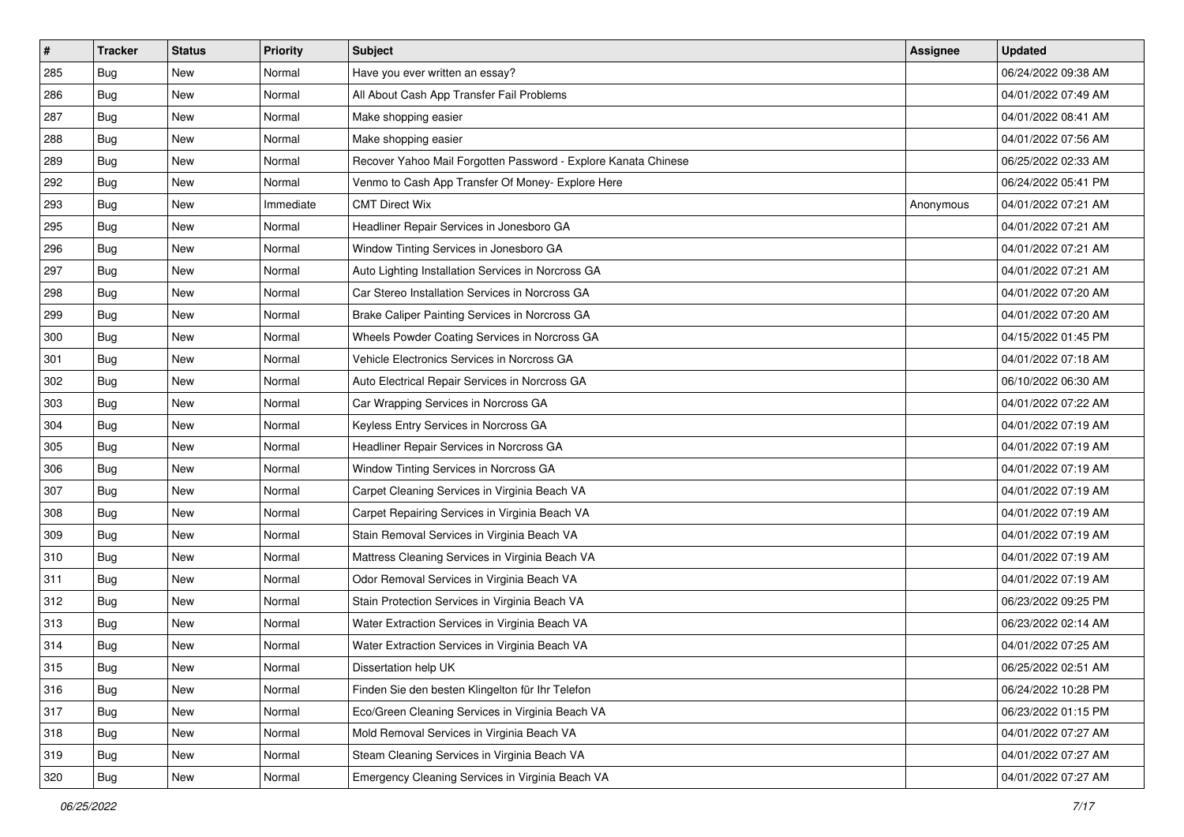| # | Tracker | Status | Priority | Subject | Assignee | Updated |
|---|---|---|---|---|---|---|
| 285 | Bug | New | Normal | Have you ever written an essay? | | 06/24/2022 09:38 AM |
| 286 | Bug | New | Normal | All About Cash App Transfer Fail Problems | | 04/01/2022 07:49 AM |
| 287 | Bug | New | Normal | Make shopping easier | | 04/01/2022 08:41 AM |
| 288 | Bug | New | Normal | Make shopping easier | | 04/01/2022 07:56 AM |
| 289 | Bug | New | Normal | Recover Yahoo Mail Forgotten Password - Explore Kanata Chinese | | 06/25/2022 02:33 AM |
| 292 | Bug | New | Normal | Venmo to Cash App Transfer Of Money- Explore Here | | 06/24/2022 05:41 PM |
| 293 | Bug | New | Immediate | CMT Direct Wix | Anonymous | 04/01/2022 07:21 AM |
| 295 | Bug | New | Normal | Headliner Repair Services in Jonesboro GA | | 04/01/2022 07:21 AM |
| 296 | Bug | New | Normal | Window Tinting Services in Jonesboro GA | | 04/01/2022 07:21 AM |
| 297 | Bug | New | Normal | Auto Lighting Installation Services in Norcross GA | | 04/01/2022 07:21 AM |
| 298 | Bug | New | Normal | Car Stereo Installation Services in Norcross GA | | 04/01/2022 07:20 AM |
| 299 | Bug | New | Normal | Brake Caliper Painting Services in Norcross GA | | 04/01/2022 07:20 AM |
| 300 | Bug | New | Normal | Wheels Powder Coating Services in Norcross GA | | 04/15/2022 01:45 PM |
| 301 | Bug | New | Normal | Vehicle Electronics Services in Norcross GA | | 04/01/2022 07:18 AM |
| 302 | Bug | New | Normal | Auto Electrical Repair Services in Norcross GA | | 06/10/2022 06:30 AM |
| 303 | Bug | New | Normal | Car Wrapping Services in Norcross GA | | 04/01/2022 07:22 AM |
| 304 | Bug | New | Normal | Keyless Entry Services in Norcross GA | | 04/01/2022 07:19 AM |
| 305 | Bug | New | Normal | Headliner Repair Services in Norcross GA | | 04/01/2022 07:19 AM |
| 306 | Bug | New | Normal | Window Tinting Services in Norcross GA | | 04/01/2022 07:19 AM |
| 307 | Bug | New | Normal | Carpet Cleaning Services in Virginia Beach VA | | 04/01/2022 07:19 AM |
| 308 | Bug | New | Normal | Carpet Repairing Services in Virginia Beach VA | | 04/01/2022 07:19 AM |
| 309 | Bug | New | Normal | Stain Removal Services in Virginia Beach VA | | 04/01/2022 07:19 AM |
| 310 | Bug | New | Normal | Mattress Cleaning Services in Virginia Beach VA | | 04/01/2022 07:19 AM |
| 311 | Bug | New | Normal | Odor Removal Services in Virginia Beach VA | | 04/01/2022 07:19 AM |
| 312 | Bug | New | Normal | Stain Protection Services in Virginia Beach VA | | 06/23/2022 09:25 PM |
| 313 | Bug | New | Normal | Water Extraction Services in Virginia Beach VA | | 06/23/2022 02:14 AM |
| 314 | Bug | New | Normal | Water Extraction Services in Virginia Beach VA | | 04/01/2022 07:25 AM |
| 315 | Bug | New | Normal | Dissertation help UK | | 06/25/2022 02:51 AM |
| 316 | Bug | New | Normal | Finden Sie den besten Klingelton für Ihr Telefon | | 06/24/2022 10:28 PM |
| 317 | Bug | New | Normal | Eco/Green Cleaning Services in Virginia Beach VA | | 06/23/2022 01:15 PM |
| 318 | Bug | New | Normal | Mold Removal Services in Virginia Beach VA | | 04/01/2022 07:27 AM |
| 319 | Bug | New | Normal | Steam Cleaning Services in Virginia Beach VA | | 04/01/2022 07:27 AM |
| 320 | Bug | New | Normal | Emergency Cleaning Services in Virginia Beach VA | | 04/01/2022 07:27 AM |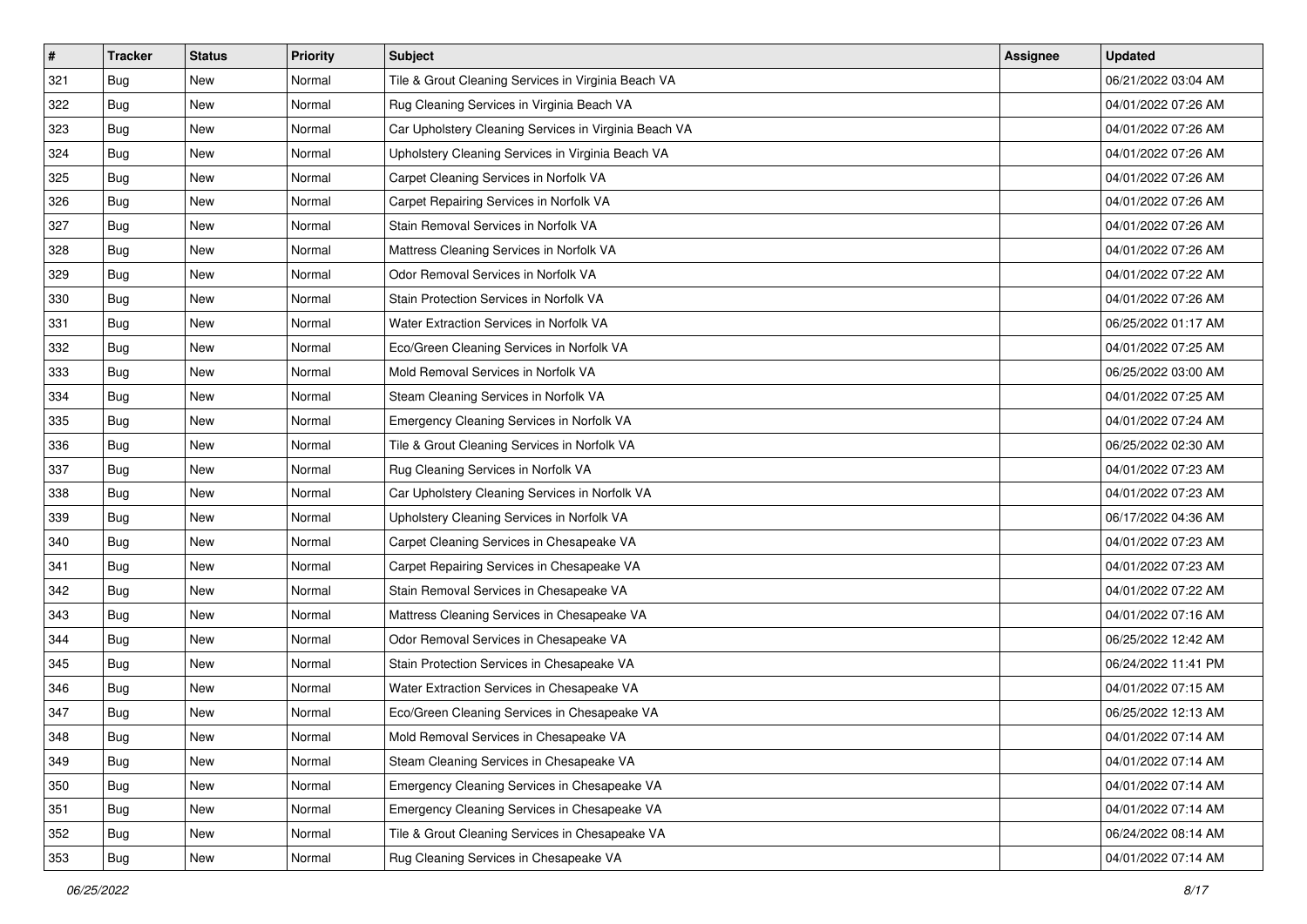| # | Tracker | Status | Priority | Subject | Assignee | Updated |
|---|---|---|---|---|---|---|
| 321 | Bug | New | Normal | Tile & Grout Cleaning Services in Virginia Beach VA | | 06/21/2022 03:04 AM |
| 322 | Bug | New | Normal | Rug Cleaning Services in Virginia Beach VA | | 04/01/2022 07:26 AM |
| 323 | Bug | New | Normal | Car Upholstery Cleaning Services in Virginia Beach VA | | 04/01/2022 07:26 AM |
| 324 | Bug | New | Normal | Upholstery Cleaning Services in Virginia Beach VA | | 04/01/2022 07:26 AM |
| 325 | Bug | New | Normal | Carpet Cleaning Services in Norfolk VA | | 04/01/2022 07:26 AM |
| 326 | Bug | New | Normal | Carpet Repairing Services in Norfolk VA | | 04/01/2022 07:26 AM |
| 327 | Bug | New | Normal | Stain Removal Services in Norfolk VA | | 04/01/2022 07:26 AM |
| 328 | Bug | New | Normal | Mattress Cleaning Services in Norfolk VA | | 04/01/2022 07:26 AM |
| 329 | Bug | New | Normal | Odor Removal Services in Norfolk VA | | 04/01/2022 07:22 AM |
| 330 | Bug | New | Normal | Stain Protection Services in Norfolk VA | | 04/01/2022 07:26 AM |
| 331 | Bug | New | Normal | Water Extraction Services in Norfolk VA | | 06/25/2022 01:17 AM |
| 332 | Bug | New | Normal | Eco/Green Cleaning Services in Norfolk VA | | 04/01/2022 07:25 AM |
| 333 | Bug | New | Normal | Mold Removal Services in Norfolk VA | | 06/25/2022 03:00 AM |
| 334 | Bug | New | Normal | Steam Cleaning Services in Norfolk VA | | 04/01/2022 07:25 AM |
| 335 | Bug | New | Normal | Emergency Cleaning Services in Norfolk VA | | 04/01/2022 07:24 AM |
| 336 | Bug | New | Normal | Tile & Grout Cleaning Services in Norfolk VA | | 06/25/2022 02:30 AM |
| 337 | Bug | New | Normal | Rug Cleaning Services in Norfolk VA | | 04/01/2022 07:23 AM |
| 338 | Bug | New | Normal | Car Upholstery Cleaning Services in Norfolk VA | | 04/01/2022 07:23 AM |
| 339 | Bug | New | Normal | Upholstery Cleaning Services in Norfolk VA | | 06/17/2022 04:36 AM |
| 340 | Bug | New | Normal | Carpet Cleaning Services in Chesapeake VA | | 04/01/2022 07:23 AM |
| 341 | Bug | New | Normal | Carpet Repairing Services in Chesapeake VA | | 04/01/2022 07:23 AM |
| 342 | Bug | New | Normal | Stain Removal Services in Chesapeake VA | | 04/01/2022 07:22 AM |
| 343 | Bug | New | Normal | Mattress Cleaning Services in Chesapeake VA | | 04/01/2022 07:16 AM |
| 344 | Bug | New | Normal | Odor Removal Services in Chesapeake VA | | 06/25/2022 12:42 AM |
| 345 | Bug | New | Normal | Stain Protection Services in Chesapeake VA | | 06/24/2022 11:41 PM |
| 346 | Bug | New | Normal | Water Extraction Services in Chesapeake VA | | 04/01/2022 07:15 AM |
| 347 | Bug | New | Normal | Eco/Green Cleaning Services in Chesapeake VA | | 06/25/2022 12:13 AM |
| 348 | Bug | New | Normal | Mold Removal Services in Chesapeake VA | | 04/01/2022 07:14 AM |
| 349 | Bug | New | Normal | Steam Cleaning Services in Chesapeake VA | | 04/01/2022 07:14 AM |
| 350 | Bug | New | Normal | Emergency Cleaning Services in Chesapeake VA | | 04/01/2022 07:14 AM |
| 351 | Bug | New | Normal | Emergency Cleaning Services in Chesapeake VA | | 04/01/2022 07:14 AM |
| 352 | Bug | New | Normal | Tile & Grout Cleaning Services in Chesapeake VA | | 06/24/2022 08:14 AM |
| 353 | Bug | New | Normal | Rug Cleaning Services in Chesapeake VA | | 04/01/2022 07:14 AM |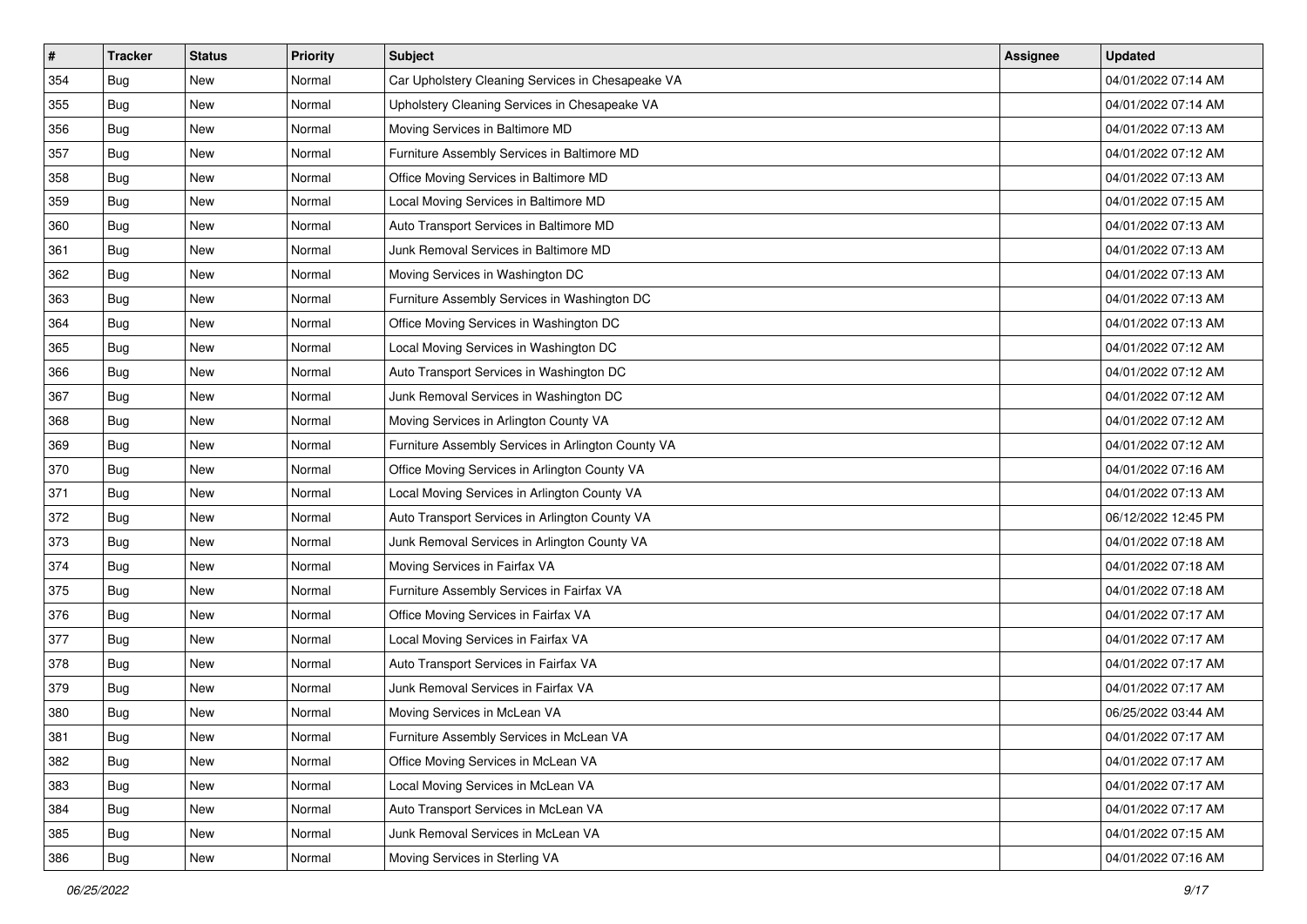| # | Tracker | Status | Priority | Subject | Assignee | Updated |
|---|---|---|---|---|---|---|
| 354 | Bug | New | Normal | Car Upholstery Cleaning Services in Chesapeake VA | | 04/01/2022 07:14 AM |
| 355 | Bug | New | Normal | Upholstery Cleaning Services in Chesapeake VA | | 04/01/2022 07:14 AM |
| 356 | Bug | New | Normal | Moving Services in Baltimore MD | | 04/01/2022 07:13 AM |
| 357 | Bug | New | Normal | Furniture Assembly Services in Baltimore MD | | 04/01/2022 07:12 AM |
| 358 | Bug | New | Normal | Office Moving Services in Baltimore MD | | 04/01/2022 07:13 AM |
| 359 | Bug | New | Normal | Local Moving Services in Baltimore MD | | 04/01/2022 07:15 AM |
| 360 | Bug | New | Normal | Auto Transport Services in Baltimore MD | | 04/01/2022 07:13 AM |
| 361 | Bug | New | Normal | Junk Removal Services in Baltimore MD | | 04/01/2022 07:13 AM |
| 362 | Bug | New | Normal | Moving Services in Washington DC | | 04/01/2022 07:13 AM |
| 363 | Bug | New | Normal | Furniture Assembly Services in Washington DC | | 04/01/2022 07:13 AM |
| 364 | Bug | New | Normal | Office Moving Services in Washington DC | | 04/01/2022 07:13 AM |
| 365 | Bug | New | Normal | Local Moving Services in Washington DC | | 04/01/2022 07:12 AM |
| 366 | Bug | New | Normal | Auto Transport Services in Washington DC | | 04/01/2022 07:12 AM |
| 367 | Bug | New | Normal | Junk Removal Services in Washington DC | | 04/01/2022 07:12 AM |
| 368 | Bug | New | Normal | Moving Services in Arlington County VA | | 04/01/2022 07:12 AM |
| 369 | Bug | New | Normal | Furniture Assembly Services in Arlington County VA | | 04/01/2022 07:12 AM |
| 370 | Bug | New | Normal | Office Moving Services in Arlington County VA | | 04/01/2022 07:16 AM |
| 371 | Bug | New | Normal | Local Moving Services in Arlington County VA | | 04/01/2022 07:13 AM |
| 372 | Bug | New | Normal | Auto Transport Services in Arlington County VA | | 06/12/2022 12:45 PM |
| 373 | Bug | New | Normal | Junk Removal Services in Arlington County VA | | 04/01/2022 07:18 AM |
| 374 | Bug | New | Normal | Moving Services in Fairfax VA | | 04/01/2022 07:18 AM |
| 375 | Bug | New | Normal | Furniture Assembly Services in Fairfax VA | | 04/01/2022 07:18 AM |
| 376 | Bug | New | Normal | Office Moving Services in Fairfax VA | | 04/01/2022 07:17 AM |
| 377 | Bug | New | Normal | Local Moving Services in Fairfax VA | | 04/01/2022 07:17 AM |
| 378 | Bug | New | Normal | Auto Transport Services in Fairfax VA | | 04/01/2022 07:17 AM |
| 379 | Bug | New | Normal | Junk Removal Services in Fairfax VA | | 04/01/2022 07:17 AM |
| 380 | Bug | New | Normal | Moving Services in McLean VA | | 06/25/2022 03:44 AM |
| 381 | Bug | New | Normal | Furniture Assembly Services in McLean VA | | 04/01/2022 07:17 AM |
| 382 | Bug | New | Normal | Office Moving Services in McLean VA | | 04/01/2022 07:17 AM |
| 383 | Bug | New | Normal | Local Moving Services in McLean VA | | 04/01/2022 07:17 AM |
| 384 | Bug | New | Normal | Auto Transport Services in McLean VA | | 04/01/2022 07:17 AM |
| 385 | Bug | New | Normal | Junk Removal Services in McLean VA | | 04/01/2022 07:15 AM |
| 386 | Bug | New | Normal | Moving Services in Sterling VA | | 04/01/2022 07:16 AM |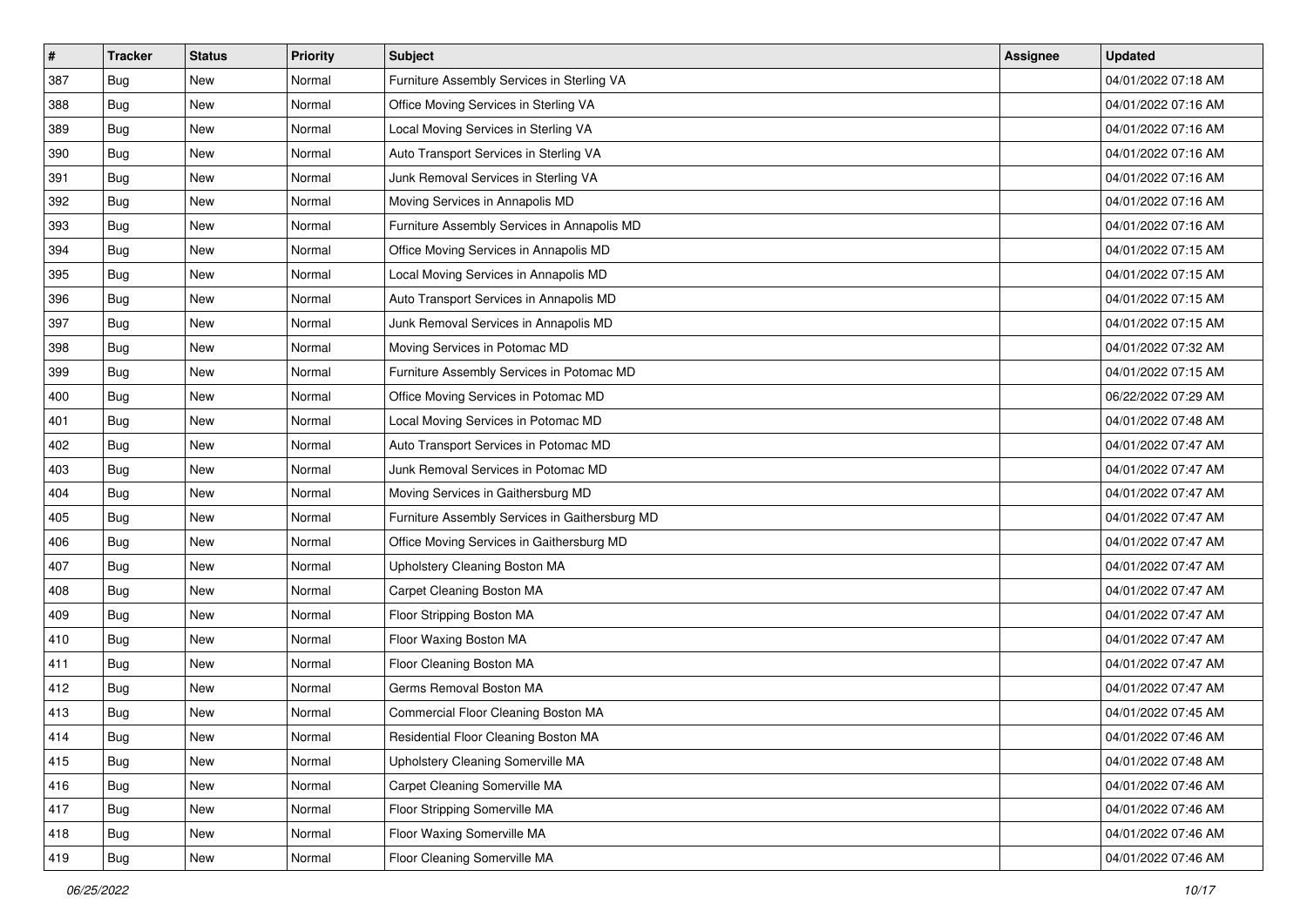| # | Tracker | Status | Priority | Subject | Assignee | Updated |
|---|---|---|---|---|---|---|
| 387 | Bug | New | Normal | Furniture Assembly Services in Sterling VA | | 04/01/2022 07:18 AM |
| 388 | Bug | New | Normal | Office Moving Services in Sterling VA | | 04/01/2022 07:16 AM |
| 389 | Bug | New | Normal | Local Moving Services in Sterling VA | | 04/01/2022 07:16 AM |
| 390 | Bug | New | Normal | Auto Transport Services in Sterling VA | | 04/01/2022 07:16 AM |
| 391 | Bug | New | Normal | Junk Removal Services in Sterling VA | | 04/01/2022 07:16 AM |
| 392 | Bug | New | Normal | Moving Services in Annapolis MD | | 04/01/2022 07:16 AM |
| 393 | Bug | New | Normal | Furniture Assembly Services in Annapolis MD | | 04/01/2022 07:16 AM |
| 394 | Bug | New | Normal | Office Moving Services in Annapolis MD | | 04/01/2022 07:15 AM |
| 395 | Bug | New | Normal | Local Moving Services in Annapolis MD | | 04/01/2022 07:15 AM |
| 396 | Bug | New | Normal | Auto Transport Services in Annapolis MD | | 04/01/2022 07:15 AM |
| 397 | Bug | New | Normal | Junk Removal Services in Annapolis MD | | 04/01/2022 07:15 AM |
| 398 | Bug | New | Normal | Moving Services in Potomac MD | | 04/01/2022 07:32 AM |
| 399 | Bug | New | Normal | Furniture Assembly Services in Potomac MD | | 04/01/2022 07:15 AM |
| 400 | Bug | New | Normal | Office Moving Services in Potomac MD | | 06/22/2022 07:29 AM |
| 401 | Bug | New | Normal | Local Moving Services in Potomac MD | | 04/01/2022 07:48 AM |
| 402 | Bug | New | Normal | Auto Transport Services in Potomac MD | | 04/01/2022 07:47 AM |
| 403 | Bug | New | Normal | Junk Removal Services in Potomac MD | | 04/01/2022 07:47 AM |
| 404 | Bug | New | Normal | Moving Services in Gaithersburg MD | | 04/01/2022 07:47 AM |
| 405 | Bug | New | Normal | Furniture Assembly Services in Gaithersburg MD | | 04/01/2022 07:47 AM |
| 406 | Bug | New | Normal | Office Moving Services in Gaithersburg MD | | 04/01/2022 07:47 AM |
| 407 | Bug | New | Normal | Upholstery Cleaning Boston MA | | 04/01/2022 07:47 AM |
| 408 | Bug | New | Normal | Carpet Cleaning Boston MA | | 04/01/2022 07:47 AM |
| 409 | Bug | New | Normal | Floor Stripping Boston MA | | 04/01/2022 07:47 AM |
| 410 | Bug | New | Normal | Floor Waxing Boston MA | | 04/01/2022 07:47 AM |
| 411 | Bug | New | Normal | Floor Cleaning Boston MA | | 04/01/2022 07:47 AM |
| 412 | Bug | New | Normal | Germs Removal Boston MA | | 04/01/2022 07:47 AM |
| 413 | Bug | New | Normal | Commercial Floor Cleaning Boston MA | | 04/01/2022 07:45 AM |
| 414 | Bug | New | Normal | Residential Floor Cleaning Boston MA | | 04/01/2022 07:46 AM |
| 415 | Bug | New | Normal | Upholstery Cleaning Somerville MA | | 04/01/2022 07:48 AM |
| 416 | Bug | New | Normal | Carpet Cleaning Somerville MA | | 04/01/2022 07:46 AM |
| 417 | Bug | New | Normal | Floor Stripping Somerville MA | | 04/01/2022 07:46 AM |
| 418 | Bug | New | Normal | Floor Waxing Somerville MA | | 04/01/2022 07:46 AM |
| 419 | Bug | New | Normal | Floor Cleaning Somerville MA | | 04/01/2022 07:46 AM |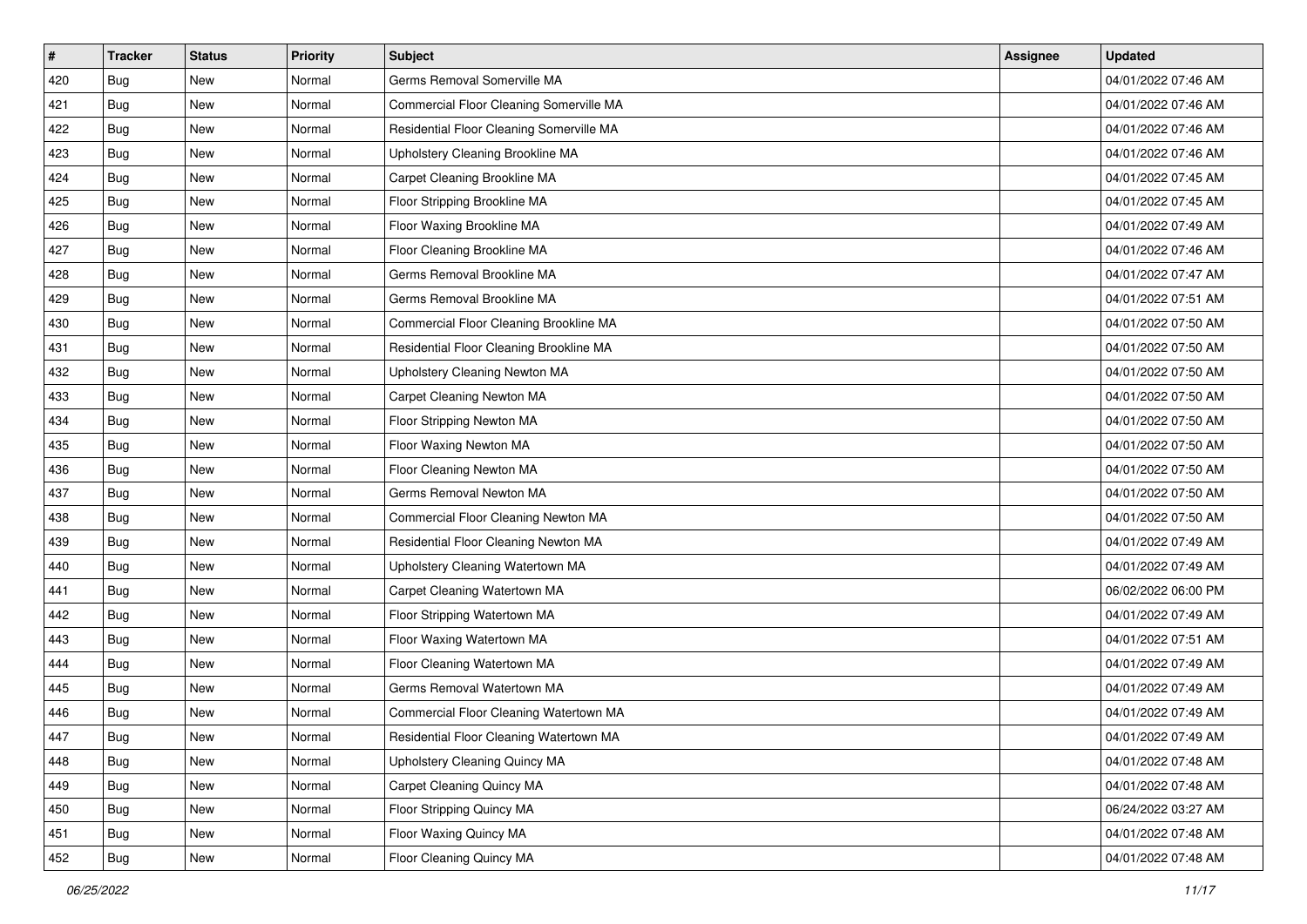| # | Tracker | Status | Priority | Subject | Assignee | Updated |
|---|---|---|---|---|---|---|
| 420 | Bug | New | Normal | Germs Removal Somerville MA | | 04/01/2022 07:46 AM |
| 421 | Bug | New | Normal | Commercial Floor Cleaning Somerville MA | | 04/01/2022 07:46 AM |
| 422 | Bug | New | Normal | Residential Floor Cleaning Somerville MA | | 04/01/2022 07:46 AM |
| 423 | Bug | New | Normal | Upholstery Cleaning Brookline MA | | 04/01/2022 07:46 AM |
| 424 | Bug | New | Normal | Carpet Cleaning Brookline MA | | 04/01/2022 07:45 AM |
| 425 | Bug | New | Normal | Floor Stripping Brookline MA | | 04/01/2022 07:45 AM |
| 426 | Bug | New | Normal | Floor Waxing Brookline MA | | 04/01/2022 07:49 AM |
| 427 | Bug | New | Normal | Floor Cleaning Brookline MA | | 04/01/2022 07:46 AM |
| 428 | Bug | New | Normal | Germs Removal Brookline MA | | 04/01/2022 07:47 AM |
| 429 | Bug | New | Normal | Germs Removal Brookline MA | | 04/01/2022 07:51 AM |
| 430 | Bug | New | Normal | Commercial Floor Cleaning Brookline MA | | 04/01/2022 07:50 AM |
| 431 | Bug | New | Normal | Residential Floor Cleaning Brookline MA | | 04/01/2022 07:50 AM |
| 432 | Bug | New | Normal | Upholstery Cleaning Newton MA | | 04/01/2022 07:50 AM |
| 433 | Bug | New | Normal | Carpet Cleaning Newton MA | | 04/01/2022 07:50 AM |
| 434 | Bug | New | Normal | Floor Stripping Newton MA | | 04/01/2022 07:50 AM |
| 435 | Bug | New | Normal | Floor Waxing Newton MA | | 04/01/2022 07:50 AM |
| 436 | Bug | New | Normal | Floor Cleaning Newton MA | | 04/01/2022 07:50 AM |
| 437 | Bug | New | Normal | Germs Removal Newton MA | | 04/01/2022 07:50 AM |
| 438 | Bug | New | Normal | Commercial Floor Cleaning Newton MA | | 04/01/2022 07:50 AM |
| 439 | Bug | New | Normal | Residential Floor Cleaning Newton MA | | 04/01/2022 07:49 AM |
| 440 | Bug | New | Normal | Upholstery Cleaning Watertown MA | | 04/01/2022 07:49 AM |
| 441 | Bug | New | Normal | Carpet Cleaning Watertown MA | | 06/02/2022 06:00 PM |
| 442 | Bug | New | Normal | Floor Stripping Watertown MA | | 04/01/2022 07:49 AM |
| 443 | Bug | New | Normal | Floor Waxing Watertown MA | | 04/01/2022 07:51 AM |
| 444 | Bug | New | Normal | Floor Cleaning Watertown MA | | 04/01/2022 07:49 AM |
| 445 | Bug | New | Normal | Germs Removal Watertown MA | | 04/01/2022 07:49 AM |
| 446 | Bug | New | Normal | Commercial Floor Cleaning Watertown MA | | 04/01/2022 07:49 AM |
| 447 | Bug | New | Normal | Residential Floor Cleaning Watertown MA | | 04/01/2022 07:49 AM |
| 448 | Bug | New | Normal | Upholstery Cleaning Quincy MA | | 04/01/2022 07:48 AM |
| 449 | Bug | New | Normal | Carpet Cleaning Quincy MA | | 04/01/2022 07:48 AM |
| 450 | Bug | New | Normal | Floor Stripping Quincy MA | | 06/24/2022 03:27 AM |
| 451 | Bug | New | Normal | Floor Waxing Quincy MA | | 04/01/2022 07:48 AM |
| 452 | Bug | New | Normal | Floor Cleaning Quincy MA | | 04/01/2022 07:48 AM |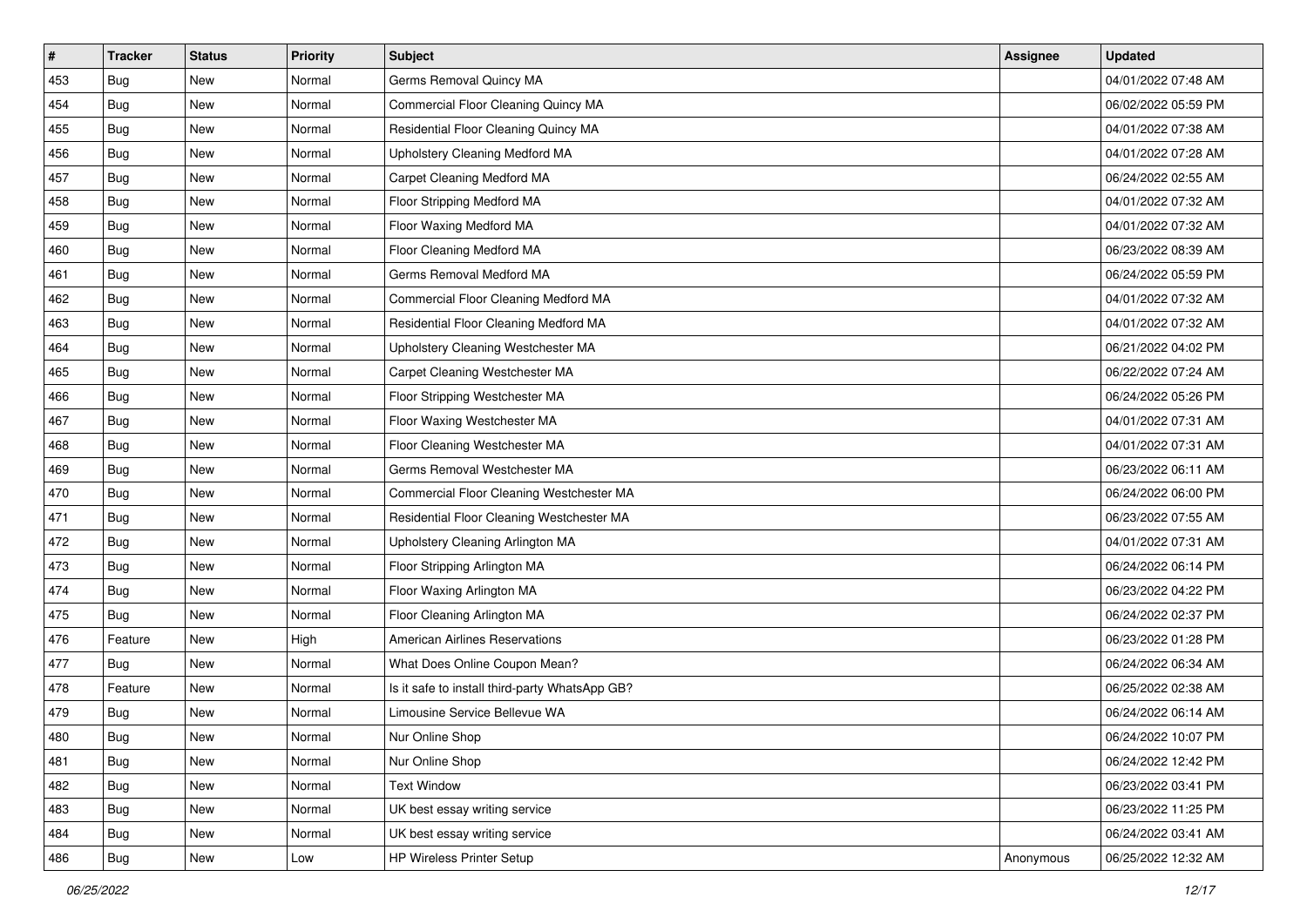| # | Tracker | Status | Priority | Subject | Assignee | Updated |
| --- | --- | --- | --- | --- | --- | --- |
| 453 | Bug | New | Normal | Germs Removal Quincy MA | | 04/01/2022 07:48 AM |
| 454 | Bug | New | Normal | Commercial Floor Cleaning Quincy MA | | 06/02/2022 05:59 PM |
| 455 | Bug | New | Normal | Residential Floor Cleaning Quincy MA | | 04/01/2022 07:38 AM |
| 456 | Bug | New | Normal | Upholstery Cleaning Medford MA | | 04/01/2022 07:28 AM |
| 457 | Bug | New | Normal | Carpet Cleaning Medford MA | | 06/24/2022 02:55 AM |
| 458 | Bug | New | Normal | Floor Stripping Medford MA | | 04/01/2022 07:32 AM |
| 459 | Bug | New | Normal | Floor Waxing Medford MA | | 04/01/2022 07:32 AM |
| 460 | Bug | New | Normal | Floor Cleaning Medford MA | | 06/23/2022 08:39 AM |
| 461 | Bug | New | Normal | Germs Removal Medford MA | | 06/24/2022 05:59 PM |
| 462 | Bug | New | Normal | Commercial Floor Cleaning Medford MA | | 04/01/2022 07:32 AM |
| 463 | Bug | New | Normal | Residential Floor Cleaning Medford MA | | 04/01/2022 07:32 AM |
| 464 | Bug | New | Normal | Upholstery Cleaning Westchester MA | | 06/21/2022 04:02 PM |
| 465 | Bug | New | Normal | Carpet Cleaning Westchester MA | | 06/22/2022 07:24 AM |
| 466 | Bug | New | Normal | Floor Stripping Westchester MA | | 06/24/2022 05:26 PM |
| 467 | Bug | New | Normal | Floor Waxing Westchester MA | | 04/01/2022 07:31 AM |
| 468 | Bug | New | Normal | Floor Cleaning Westchester MA | | 04/01/2022 07:31 AM |
| 469 | Bug | New | Normal | Germs Removal Westchester MA | | 06/23/2022 06:11 AM |
| 470 | Bug | New | Normal | Commercial Floor Cleaning Westchester MA | | 06/24/2022 06:00 PM |
| 471 | Bug | New | Normal | Residential Floor Cleaning Westchester MA | | 06/23/2022 07:55 AM |
| 472 | Bug | New | Normal | Upholstery Cleaning Arlington MA | | 04/01/2022 07:31 AM |
| 473 | Bug | New | Normal | Floor Stripping Arlington MA | | 06/24/2022 06:14 PM |
| 474 | Bug | New | Normal | Floor Waxing Arlington MA | | 06/23/2022 04:22 PM |
| 475 | Bug | New | Normal | Floor Cleaning Arlington MA | | 06/24/2022 02:37 PM |
| 476 | Feature | New | High | American Airlines Reservations | | 06/23/2022 01:28 PM |
| 477 | Bug | New | Normal | What Does Online Coupon Mean? | | 06/24/2022 06:34 AM |
| 478 | Feature | New | Normal | Is it safe to install third-party WhatsApp GB? | | 06/25/2022 02:38 AM |
| 479 | Bug | New | Normal | Limousine Service Bellevue WA | | 06/24/2022 06:14 AM |
| 480 | Bug | New | Normal | Nur Online Shop | | 06/24/2022 10:07 PM |
| 481 | Bug | New | Normal | Nur Online Shop | | 06/24/2022 12:42 PM |
| 482 | Bug | New | Normal | Text Window | | 06/23/2022 03:41 PM |
| 483 | Bug | New | Normal | UK best essay writing service | | 06/23/2022 11:25 PM |
| 484 | Bug | New | Normal | UK best essay writing service | | 06/24/2022 03:41 AM |
| 486 | Bug | New | Low | HP Wireless Printer Setup | Anonymous | 06/25/2022 12:32 AM |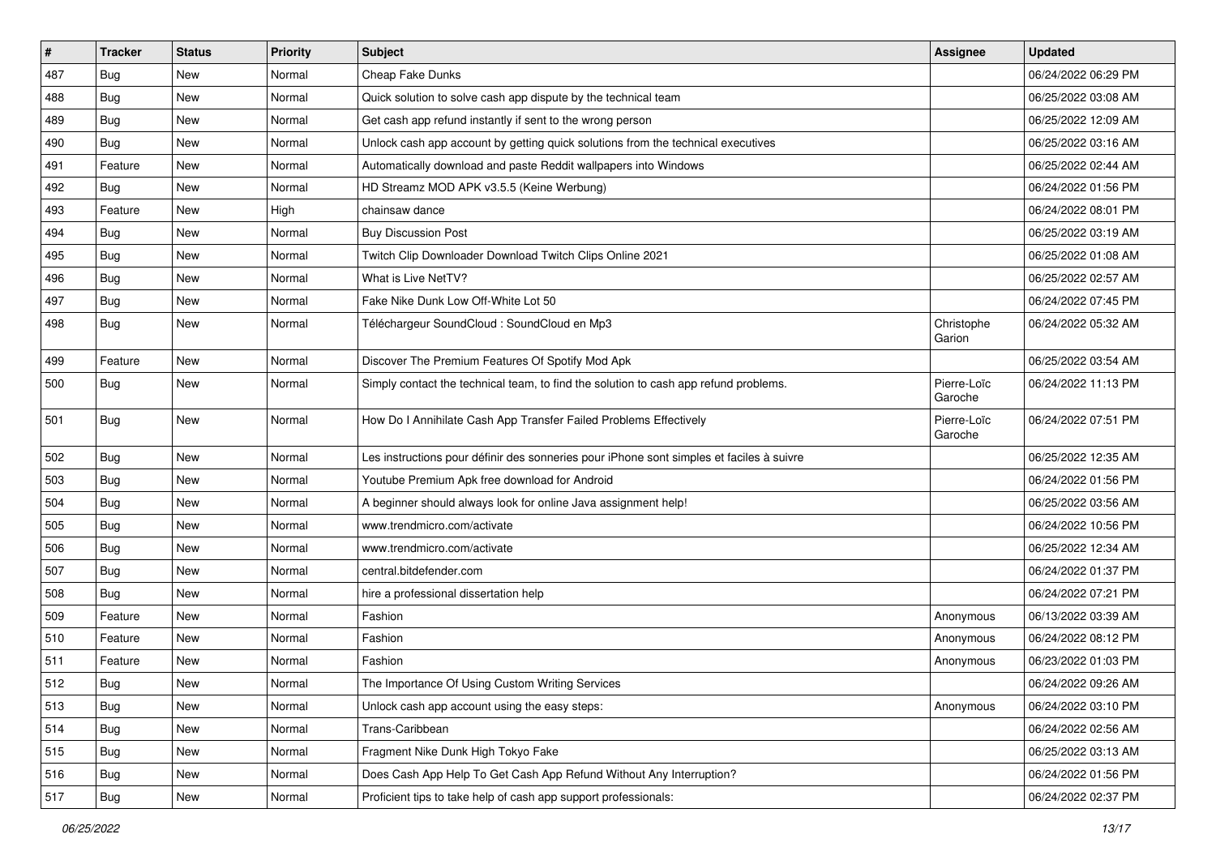| # | Tracker | Status | Priority | Subject | Assignee | Updated |
| --- | --- | --- | --- | --- | --- | --- |
| 487 | Bug | New | Normal | Cheap Fake Dunks | | 06/24/2022 06:29 PM |
| 488 | Bug | New | Normal | Quick solution to solve cash app dispute by the technical team | | 06/25/2022 03:08 AM |
| 489 | Bug | New | Normal | Get cash app refund instantly if sent to the wrong person | | 06/25/2022 12:09 AM |
| 490 | Bug | New | Normal | Unlock cash app account by getting quick solutions from the technical executives | | 06/25/2022 03:16 AM |
| 491 | Feature | New | Normal | Automatically download and paste Reddit wallpapers into Windows | | 06/25/2022 02:44 AM |
| 492 | Bug | New | Normal | HD Streamz MOD APK v3.5.5 (Keine Werbung) | | 06/24/2022 01:56 PM |
| 493 | Feature | New | High | chainsaw dance | | 06/24/2022 08:01 PM |
| 494 | Bug | New | Normal | Buy Discussion Post | | 06/25/2022 03:19 AM |
| 495 | Bug | New | Normal | Twitch Clip Downloader Download Twitch Clips Online 2021 | | 06/25/2022 01:08 AM |
| 496 | Bug | New | Normal | What is Live NetTV? | | 06/25/2022 02:57 AM |
| 497 | Bug | New | Normal | Fake Nike Dunk Low Off-White Lot 50 | | 06/24/2022 07:45 PM |
| 498 | Bug | New | Normal | Téléchargeur SoundCloud : SoundCloud en Mp3 | Christophe Garion | 06/24/2022 05:32 AM |
| 499 | Feature | New | Normal | Discover The Premium Features Of Spotify Mod Apk | | 06/25/2022 03:54 AM |
| 500 | Bug | New | Normal | Simply contact the technical team, to find the solution to cash app refund problems. | Pierre-Loïc Garoche | 06/24/2022 11:13 PM |
| 501 | Bug | New | Normal | How Do I Annihilate Cash App Transfer Failed Problems Effectively | Pierre-Loïc Garoche | 06/24/2022 07:51 PM |
| 502 | Bug | New | Normal | Les instructions pour définir des sonneries pour iPhone sont simples et faciles à suivre | | 06/25/2022 12:35 AM |
| 503 | Bug | New | Normal | Youtube Premium Apk free download for Android | | 06/24/2022 01:56 PM |
| 504 | Bug | New | Normal | A beginner should always look for online Java assignment help! | | 06/25/2022 03:56 AM |
| 505 | Bug | New | Normal | www.trendmicro.com/activate | | 06/24/2022 10:56 PM |
| 506 | Bug | New | Normal | www.trendmicro.com/activate | | 06/25/2022 12:34 AM |
| 507 | Bug | New | Normal | central.bitdefender.com | | 06/24/2022 01:37 PM |
| 508 | Bug | New | Normal | hire a professional dissertation help | | 06/24/2022 07:21 PM |
| 509 | Feature | New | Normal | Fashion | Anonymous | 06/13/2022 03:39 AM |
| 510 | Feature | New | Normal | Fashion | Anonymous | 06/24/2022 08:12 PM |
| 511 | Feature | New | Normal | Fashion | Anonymous | 06/23/2022 01:03 PM |
| 512 | Bug | New | Normal | The Importance Of Using Custom Writing Services | | 06/24/2022 09:26 AM |
| 513 | Bug | New | Normal | Unlock cash app account using the easy steps: | Anonymous | 06/24/2022 03:10 PM |
| 514 | Bug | New | Normal | Trans-Caribbean | | 06/24/2022 02:56 AM |
| 515 | Bug | New | Normal | Fragment Nike Dunk High Tokyo Fake | | 06/25/2022 03:13 AM |
| 516 | Bug | New | Normal | Does Cash App Help To Get Cash App Refund Without Any Interruption? | | 06/24/2022 01:56 PM |
| 517 | Bug | New | Normal | Proficient tips to take help of cash app support professionals: | | 06/24/2022 02:37 PM |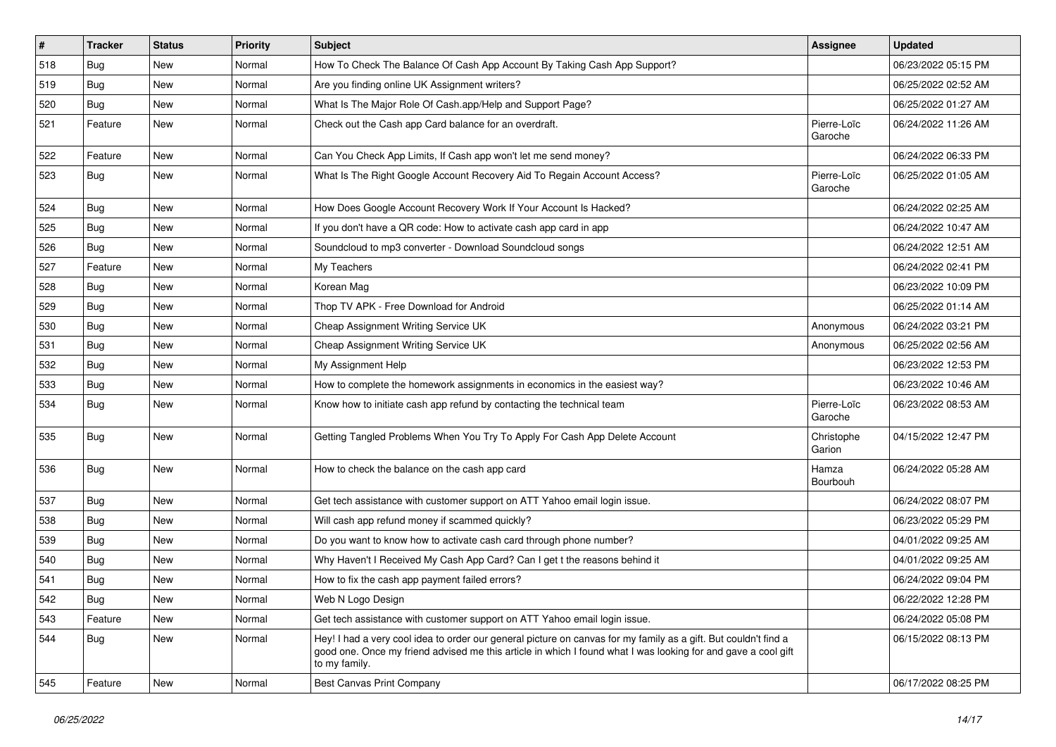| # | Tracker | Status | Priority | Subject | Assignee | Updated |
|---|---|---|---|---|---|---|
| 518 | Bug | New | Normal | How To Check The Balance Of Cash App Account By Taking Cash App Support? | | 06/23/2022 05:15 PM |
| 519 | Bug | New | Normal | Are you finding online UK Assignment writers? | | 06/25/2022 02:52 AM |
| 520 | Bug | New | Normal | What Is The Major Role Of Cash.app/Help and Support Page? | | 06/25/2022 01:27 AM |
| 521 | Feature | New | Normal | Check out the Cash app Card balance for an overdraft. | Pierre-Loïc Garoche | 06/24/2022 11:26 AM |
| 522 | Feature | New | Normal | Can You Check App Limits, If Cash app won't let me send money? | | 06/24/2022 06:33 PM |
| 523 | Bug | New | Normal | What Is The Right Google Account Recovery Aid To Regain Account Access? | Pierre-Loïc Garoche | 06/25/2022 01:05 AM |
| 524 | Bug | New | Normal | How Does Google Account Recovery Work If Your Account Is Hacked? | | 06/24/2022 02:25 AM |
| 525 | Bug | New | Normal | If you don't have a QR code: How to activate cash app card in app | | 06/24/2022 10:47 AM |
| 526 | Bug | New | Normal | Soundcloud to mp3 converter - Download Soundcloud songs | | 06/24/2022 12:51 AM |
| 527 | Feature | New | Normal | My Teachers | | 06/24/2022 02:41 PM |
| 528 | Bug | New | Normal | Korean Mag | | 06/23/2022 10:09 PM |
| 529 | Bug | New | Normal | Thop TV APK - Free Download for Android | | 06/25/2022 01:14 AM |
| 530 | Bug | New | Normal | Cheap Assignment Writing Service UK | Anonymous | 06/24/2022 03:21 PM |
| 531 | Bug | New | Normal | Cheap Assignment Writing Service UK | Anonymous | 06/25/2022 02:56 AM |
| 532 | Bug | New | Normal | My Assignment Help | | 06/23/2022 12:53 PM |
| 533 | Bug | New | Normal | How to complete the homework assignments in economics in the easiest way? | | 06/23/2022 10:46 AM |
| 534 | Bug | New | Normal | Know how to initiate cash app refund by contacting the technical team | Pierre-Loïc Garoche | 06/23/2022 08:53 AM |
| 535 | Bug | New | Normal | Getting Tangled Problems When You Try To Apply For Cash App Delete Account | Christophe Garion | 04/15/2022 12:47 PM |
| 536 | Bug | New | Normal | How to check the balance on the cash app card | Hamza Bourbouh | 06/24/2022 05:28 AM |
| 537 | Bug | New | Normal | Get tech assistance with customer support on ATT Yahoo email login issue. | | 06/24/2022 08:07 PM |
| 538 | Bug | New | Normal | Will cash app refund money if scammed quickly? | | 06/23/2022 05:29 PM |
| 539 | Bug | New | Normal | Do you want to know how to activate cash card through phone number? | | 04/01/2022 09:25 AM |
| 540 | Bug | New | Normal | Why Haven't I Received My Cash App Card? Can I get t the reasons behind it | | 04/01/2022 09:25 AM |
| 541 | Bug | New | Normal | How to fix the cash app payment failed errors? | | 06/24/2022 09:04 PM |
| 542 | Bug | New | Normal | Web N Logo Design | | 06/22/2022 12:28 PM |
| 543 | Feature | New | Normal | Get tech assistance with customer support on ATT Yahoo email login issue. | | 06/24/2022 05:08 PM |
| 544 | Bug | New | Normal | Hey! I had a very cool idea to order our general picture on canvas for my family as a gift. But couldn't find a good one. Once my friend advised me this article in which I found what I was looking for and gave a cool gift to my family. | | 06/15/2022 08:13 PM |
| 545 | Feature | New | Normal | Best Canvas Print Company | | 06/17/2022 08:25 PM |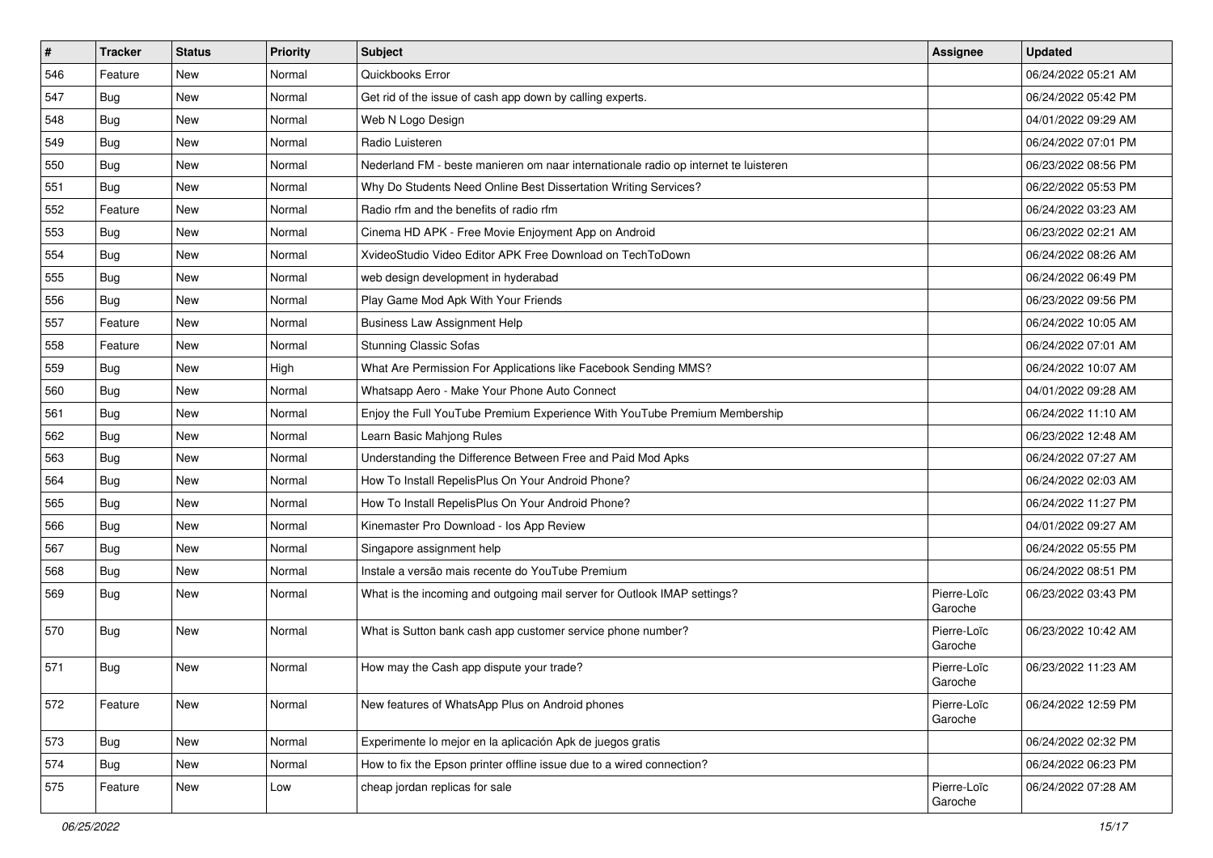| # | Tracker | Status | Priority | Subject | Assignee | Updated |
|---|---|---|---|---|---|---|
| 546 | Feature | New | Normal | Quickbooks Error | | 06/24/2022 05:21 AM |
| 547 | Bug | New | Normal | Get rid of the issue of cash app down by calling experts. | | 06/24/2022 05:42 PM |
| 548 | Bug | New | Normal | Web N Logo Design | | 04/01/2022 09:29 AM |
| 549 | Bug | New | Normal | Radio Luisteren | | 06/24/2022 07:01 PM |
| 550 | Bug | New | Normal | Nederland FM - beste manieren om naar internationale radio op internet te luisteren | | 06/23/2022 08:56 PM |
| 551 | Bug | New | Normal | Why Do Students Need Online Best Dissertation Writing Services? | | 06/22/2022 05:53 PM |
| 552 | Feature | New | Normal | Radio rfm and the benefits of radio rfm | | 06/24/2022 03:23 AM |
| 553 | Bug | New | Normal | Cinema HD APK - Free Movie Enjoyment App on Android | | 06/23/2022 02:21 AM |
| 554 | Bug | New | Normal | XvideoStudio Video Editor APK Free Download on TechToDown | | 06/24/2022 08:26 AM |
| 555 | Bug | New | Normal | web design development in hyderabad | | 06/24/2022 06:49 PM |
| 556 | Bug | New | Normal | Play Game Mod Apk With Your Friends | | 06/23/2022 09:56 PM |
| 557 | Feature | New | Normal | Business Law Assignment Help | | 06/24/2022 10:05 AM |
| 558 | Feature | New | Normal | Stunning Classic Sofas | | 06/24/2022 07:01 AM |
| 559 | Bug | New | High | What Are Permission For Applications like Facebook Sending MMS? | | 06/24/2022 10:07 AM |
| 560 | Bug | New | Normal | Whatsapp Aero - Make Your Phone Auto Connect | | 04/01/2022 09:28 AM |
| 561 | Bug | New | Normal | Enjoy the Full YouTube Premium Experience With YouTube Premium Membership | | 06/24/2022 11:10 AM |
| 562 | Bug | New | Normal | Learn Basic Mahjong Rules | | 06/23/2022 12:48 AM |
| 563 | Bug | New | Normal | Understanding the Difference Between Free and Paid Mod Apks | | 06/24/2022 07:27 AM |
| 564 | Bug | New | Normal | How To Install RepelisPlus On Your Android Phone? | | 06/24/2022 02:03 AM |
| 565 | Bug | New | Normal | How To Install RepelisPlus On Your Android Phone? | | 06/24/2022 11:27 PM |
| 566 | Bug | New | Normal | Kinemaster Pro Download - Ios App Review | | 04/01/2022 09:27 AM |
| 567 | Bug | New | Normal | Singapore assignment help | | 06/24/2022 05:55 PM |
| 568 | Bug | New | Normal | Instale a versão mais recente do YouTube Premium | | 06/24/2022 08:51 PM |
| 569 | Bug | New | Normal | What is the incoming and outgoing mail server for Outlook IMAP settings? | Pierre-Loïc Garoche | 06/23/2022 03:43 PM |
| 570 | Bug | New | Normal | What is Sutton bank cash app customer service phone number? | Pierre-Loïc Garoche | 06/23/2022 10:42 AM |
| 571 | Bug | New | Normal | How may the Cash app dispute your trade? | Pierre-Loïc Garoche | 06/23/2022 11:23 AM |
| 572 | Feature | New | Normal | New features of WhatsApp Plus on Android phones | Pierre-Loïc Garoche | 06/24/2022 12:59 PM |
| 573 | Bug | New | Normal | Experimente lo mejor en la aplicación Apk de juegos gratis | | 06/24/2022 02:32 PM |
| 574 | Bug | New | Normal | How to fix the Epson printer offline issue due to a wired connection? | | 06/24/2022 06:23 PM |
| 575 | Feature | New | Low | cheap jordan replicas for sale | Pierre-Loïc Garoche | 06/24/2022 07:28 AM |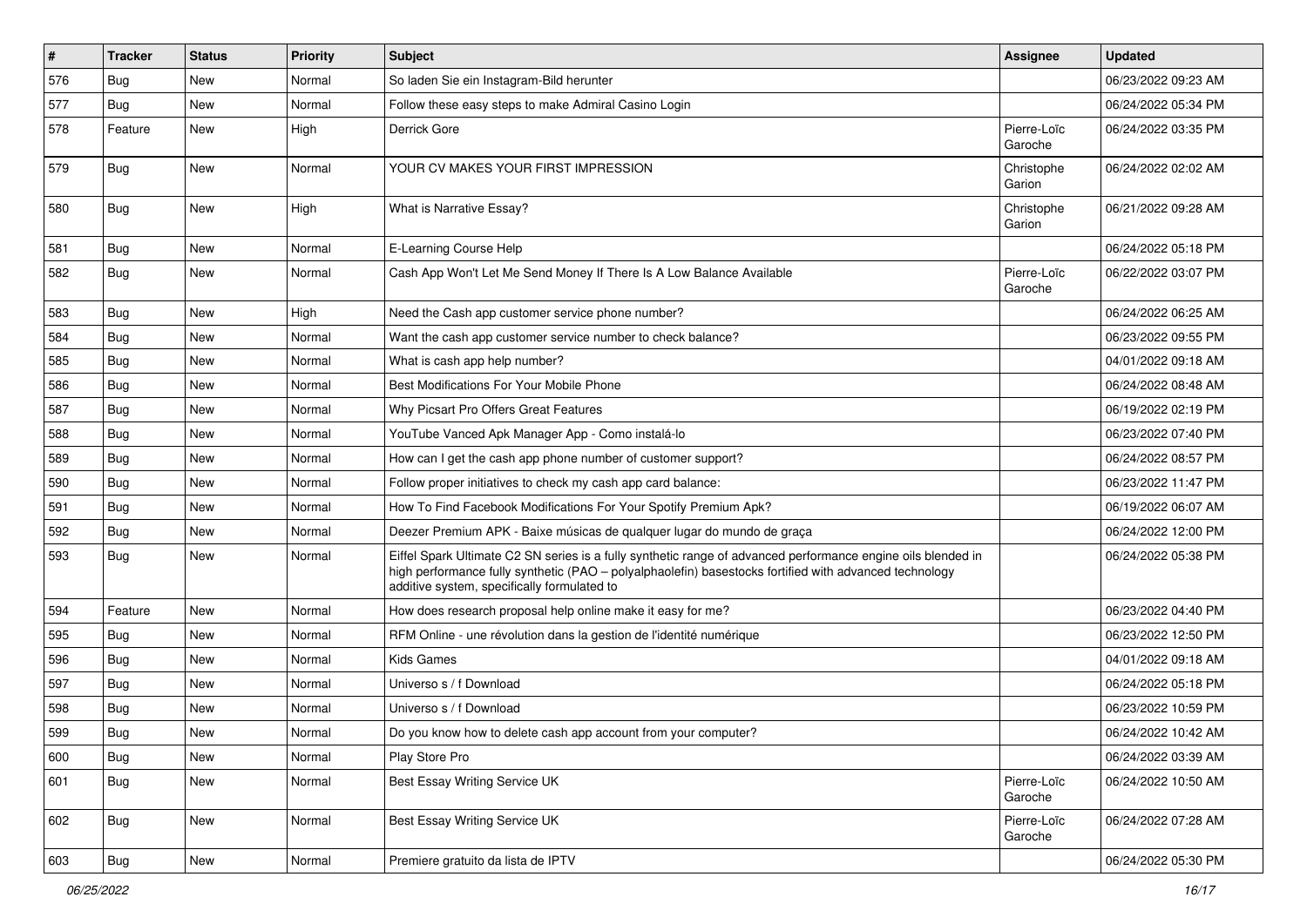| # | Tracker | Status | Priority | Subject | Assignee | Updated |
| --- | --- | --- | --- | --- | --- | --- |
| 576 | Bug | New | Normal | So laden Sie ein Instagram-Bild herunter | | 06/23/2022 09:23 AM |
| 577 | Bug | New | Normal | Follow these easy steps to make Admiral Casino Login | | 06/24/2022 05:34 PM |
| 578 | Feature | New | High | Derrick Gore | Pierre-Loïc Garoche | 06/24/2022 03:35 PM |
| 579 | Bug | New | Normal | YOUR CV MAKES YOUR FIRST IMPRESSION | Christophe Garion | 06/24/2022 02:02 AM |
| 580 | Bug | New | High | What is Narrative Essay? | Christophe Garion | 06/21/2022 09:28 AM |
| 581 | Bug | New | Normal | E-Learning Course Help | | 06/24/2022 05:18 PM |
| 582 | Bug | New | Normal | Cash App Won't Let Me Send Money If There Is A Low Balance Available | Pierre-Loïc Garoche | 06/22/2022 03:07 PM |
| 583 | Bug | New | High | Need the Cash app customer service phone number? | | 06/24/2022 06:25 AM |
| 584 | Bug | New | Normal | Want the cash app customer service number to check balance? | | 06/23/2022 09:55 PM |
| 585 | Bug | New | Normal | What is cash app help number? | | 04/01/2022 09:18 AM |
| 586 | Bug | New | Normal | Best Modifications For Your Mobile Phone | | 06/24/2022 08:48 AM |
| 587 | Bug | New | Normal | Why Picsart Pro Offers Great Features | | 06/19/2022 02:19 PM |
| 588 | Bug | New | Normal | YouTube Vanced Apk Manager App - Como instalá-lo | | 06/23/2022 07:40 PM |
| 589 | Bug | New | Normal | How can I get the cash app phone number of customer support? | | 06/24/2022 08:57 PM |
| 590 | Bug | New | Normal | Follow proper initiatives to check my cash app card balance: | | 06/23/2022 11:47 PM |
| 591 | Bug | New | Normal | How To Find Facebook Modifications For Your Spotify Premium Apk? | | 06/19/2022 06:07 AM |
| 592 | Bug | New | Normal | Deezer Premium APK - Baixe músicas de qualquer lugar do mundo de graça | | 06/24/2022 12:00 PM |
| 593 | Bug | New | Normal | Eiffel Spark Ultimate C2 SN series is a fully synthetic range of advanced performance engine oils blended in high performance fully synthetic (PAO – polyalphaolefin) basestocks fortified with advanced technology additive system, specifically formulated to | | 06/24/2022 05:38 PM |
| 594 | Feature | New | Normal | How does research proposal help online make it easy for me? | | 06/23/2022 04:40 PM |
| 595 | Bug | New | Normal | RFM Online - une révolution dans la gestion de l'identité numérique | | 06/23/2022 12:50 PM |
| 596 | Bug | New | Normal | Kids Games | | 04/01/2022 09:18 AM |
| 597 | Bug | New | Normal | Universo s / f Download | | 06/24/2022 05:18 PM |
| 598 | Bug | New | Normal | Universo s / f Download | | 06/23/2022 10:59 PM |
| 599 | Bug | New | Normal | Do you know how to delete cash app account from your computer? | | 06/24/2022 10:42 AM |
| 600 | Bug | New | Normal | Play Store Pro | | 06/24/2022 03:39 AM |
| 601 | Bug | New | Normal | Best Essay Writing Service UK | Pierre-Loïc Garoche | 06/24/2022 10:50 AM |
| 602 | Bug | New | Normal | Best Essay Writing Service UK | Pierre-Loïc Garoche | 06/24/2022 07:28 AM |
| 603 | Bug | New | Normal | Premiere gratuito da lista de IPTV | | 06/24/2022 05:30 PM |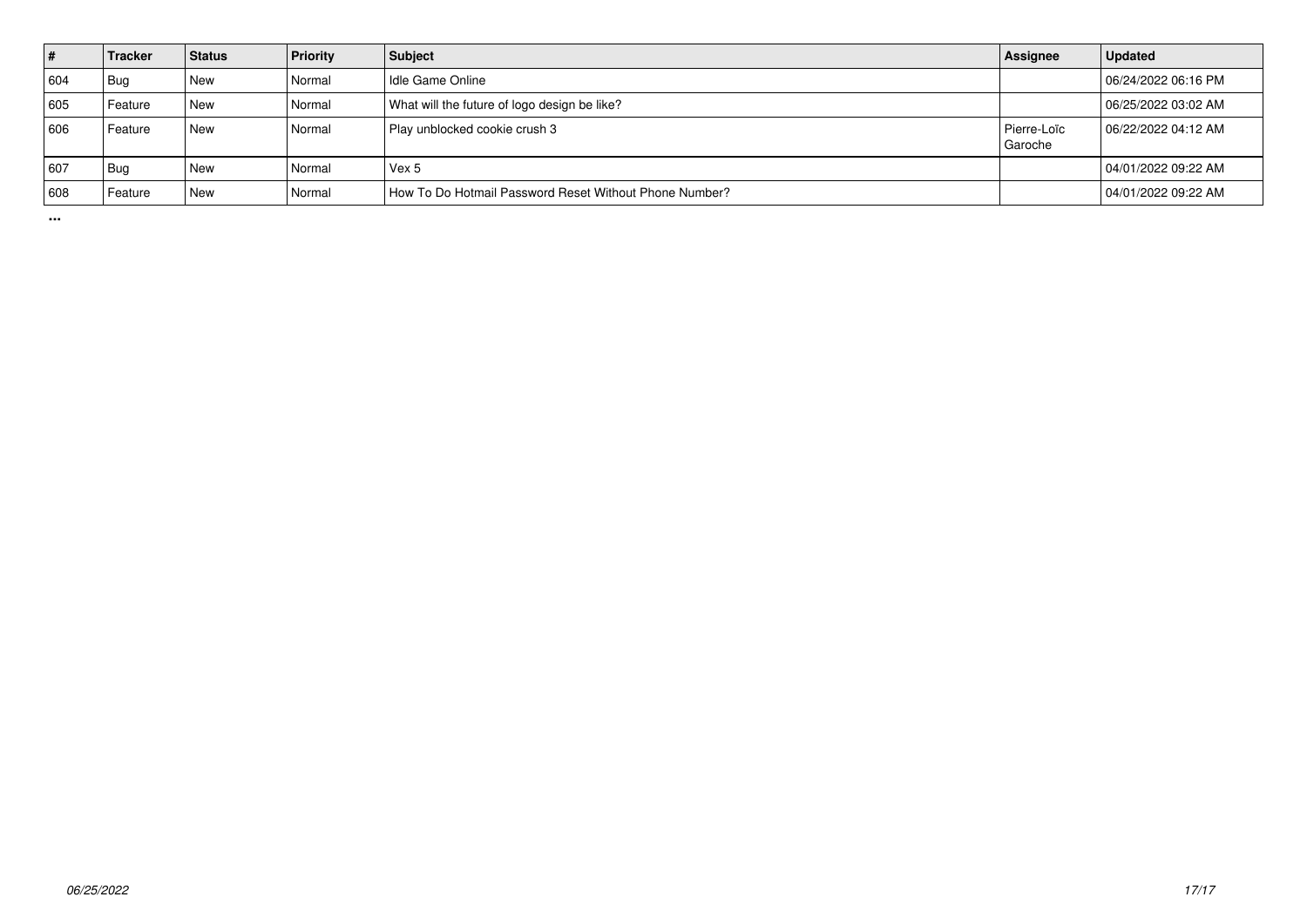| # | Tracker | Status | Priority | Subject | Assignee | Updated |
|---|---|---|---|---|---|---|
| 604 | Bug | New | Normal | Idle Game Online | | 06/24/2022 06:16 PM |
| 605 | Feature | New | Normal | What will the future of logo design be like? | | 06/25/2022 03:02 AM |
| 606 | Feature | New | Normal | Play unblocked cookie crush 3 | Pierre-Loïc Garoche | 06/22/2022 04:12 AM |
| 607 | Bug | New | Normal | Vex 5 | | 04/01/2022 09:22 AM |
| 608 | Feature | New | Normal | How To Do Hotmail Password Reset Without Phone Number? | | 04/01/2022 09:22 AM |

...